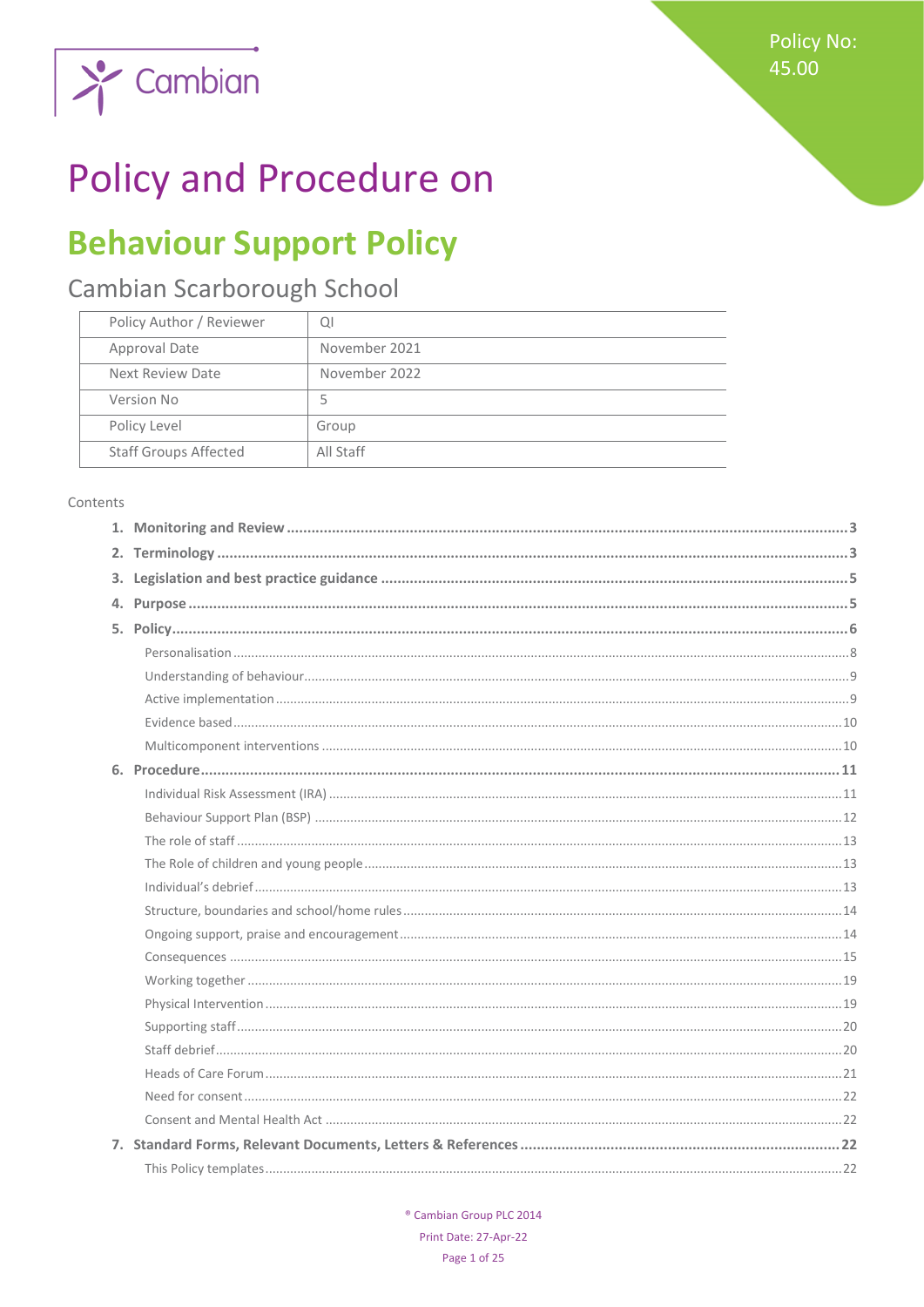Policy No: 45.00

# Policy and Procedure on

## Behaviour Support Policy

### Cambian Scarborough School

| Policy Author / Reviewer | QI |
|---|---|
| Approval Date | November 2021 |
| Next Review Date | November 2022 |
| Version No | 5 |
| Policy Level | Group |
| Staff Groups Affected | All Staff |

Contents

1. **Monitoring and Review** ..... 3
2. **Terminology** ..... 3
3. **Legislation and best practice guidance** ..... 5
4. **Purpose** ..... 5
5. **Policy** ..... 6
   - Personalisation ..... 8
   - Understanding of behaviour ..... 9
   - Active implementation ..... 9
   - Evidence based ..... 10
   - Multicomponent interventions ..... 10
6. **Procedure** ..... 11
   - Individual Risk Assessment (IRA) ..... 11
   - Behaviour Support Plan (BSP) ..... 12
   - The role of staff ..... 13
   - The Role of children and young people ..... 13
   - Individual's debrief ..... 13
   - Structure, boundaries and school/home rules ..... 14
   - Ongoing support, praise and encouragement ..... 14
   - Consequences ..... 15
   - Working together ..... 19
   - Physical Intervention ..... 19
   - Supporting staff ..... 20
   - Staff debrief ..... 20
   - Heads of Care Forum ..... 21
   - Need for consent ..... 22
   - Consent and Mental Health Act ..... 22
7. **Standard Forms, Relevant Documents, Letters & References** ..... 22
   - This Policy templates ..... 22

® Cambian Group PLC 2014

Print Date: 27-Apr-22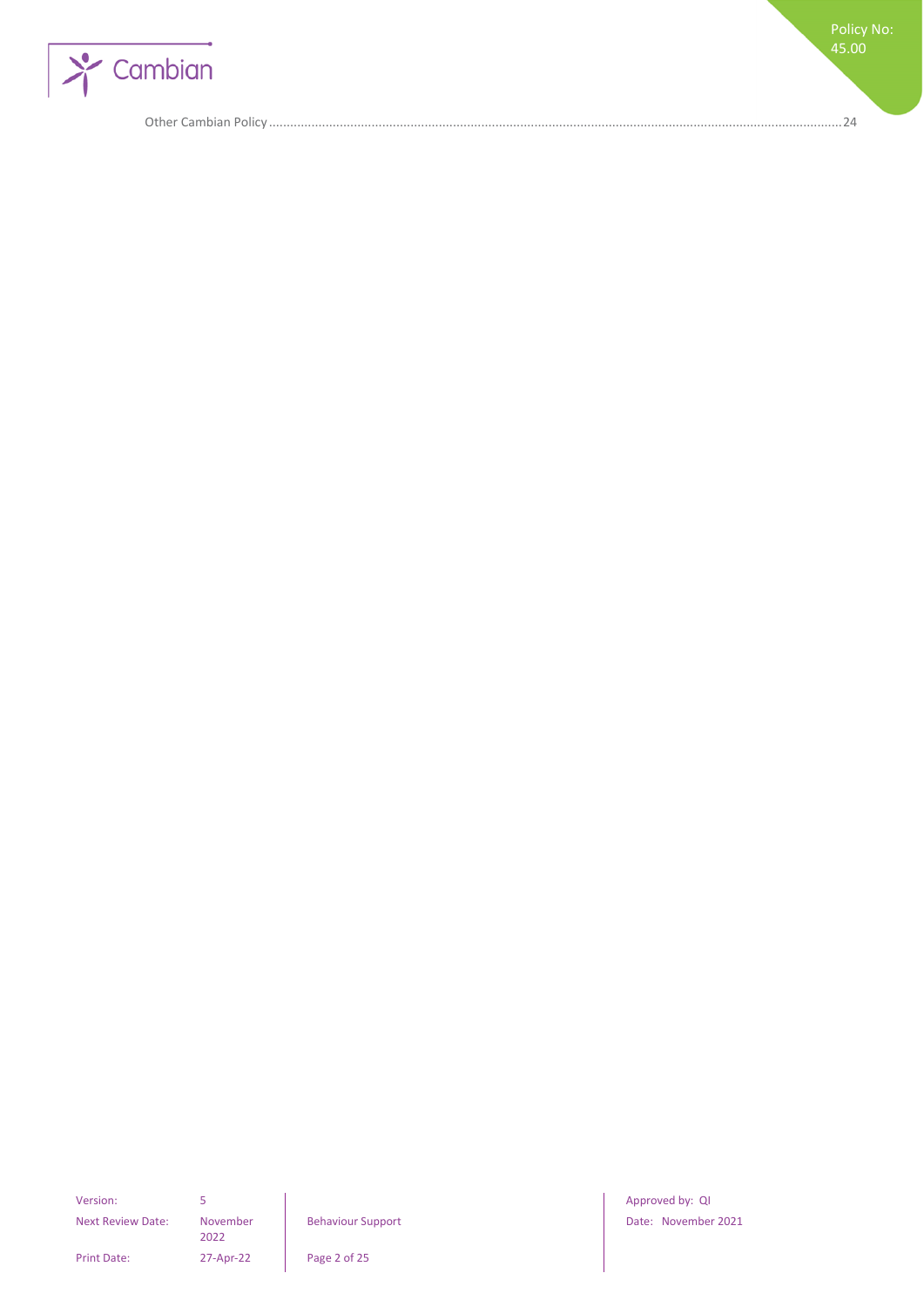Other Cambian Policy ........................................................................................................................................................24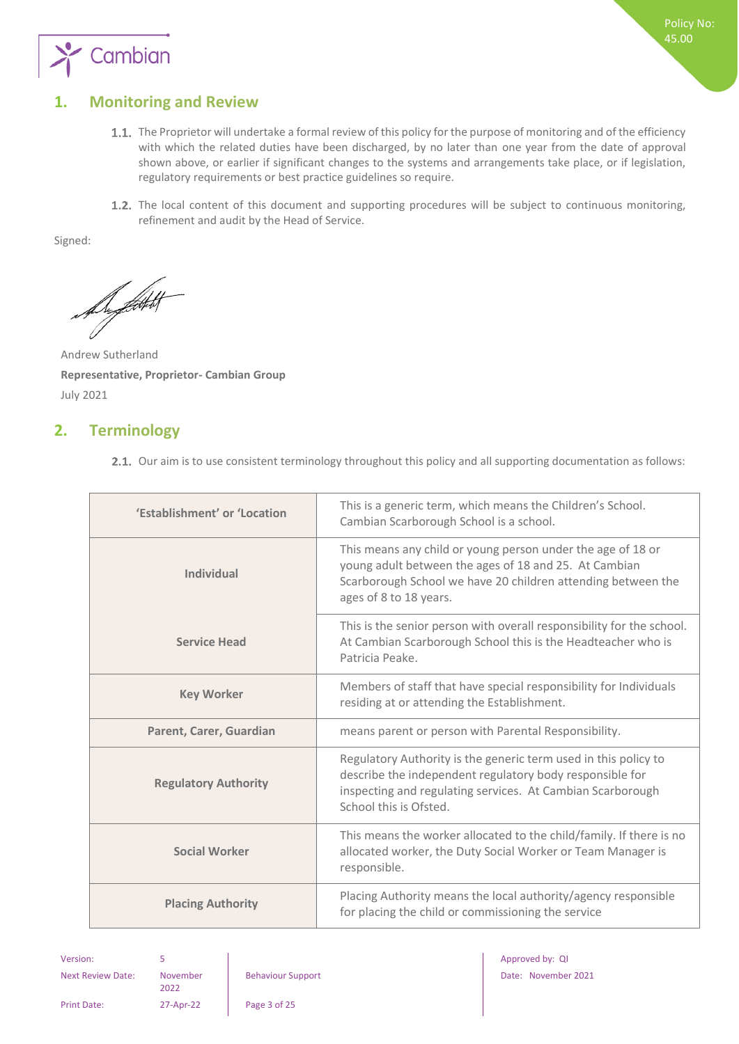## 1. Monitoring and Review

1.1. The Proprietor will undertake a formal review of this policy for the purpose of monitoring and of the efficiency with which the related duties have been discharged, by no later than one year from the date of approval shown above, or earlier if significant changes to the systems and arrangements take place, or if legislation, regulatory requirements or best practice guidelines so require.

1.2. The local content of this document and supporting procedures will be subject to continuous monitoring, refinement and audit by the Head of Service.

Signed:

Andrew Sutherland
**Representative, Proprietor- Cambian Group**
July 2021

## 2. Terminology

2.1. Our aim is to use consistent terminology throughout this policy and all supporting documentation as follows:

| | |
|---|---|
| **'Establishment' or 'Location** | This is a generic term, which means the Children's School. Cambian Scarborough School is a school. |
| **Individual** | This means any child or young person under the age of 18 or young adult between the ages of 18 and 25. At Cambian Scarborough School we have 20 children attending between the ages of 8 to 18 years. |
| **Service Head** | This is the senior person with overall responsibility for the school. At Cambian Scarborough School this is the Headteacher who is Patricia Peake. |
| **Key Worker** | Members of staff that have special responsibility for Individuals residing at or attending the Establishment. |
| **Parent, Carer, Guardian** | means parent or person with Parental Responsibility. |
| **Regulatory Authority** | Regulatory Authority is the generic term used in this policy to describe the independent regulatory body responsible for inspecting and regulating services. At Cambian Scarborough School this is Ofsted. |
| **Social Worker** | This means the worker allocated to the child/family. If there is no allocated worker, the Duty Social Worker or Team Manager is responsible. |
| **Placing Authority** | Placing Authority means the local authority/agency responsible for placing the child or commissioning the service |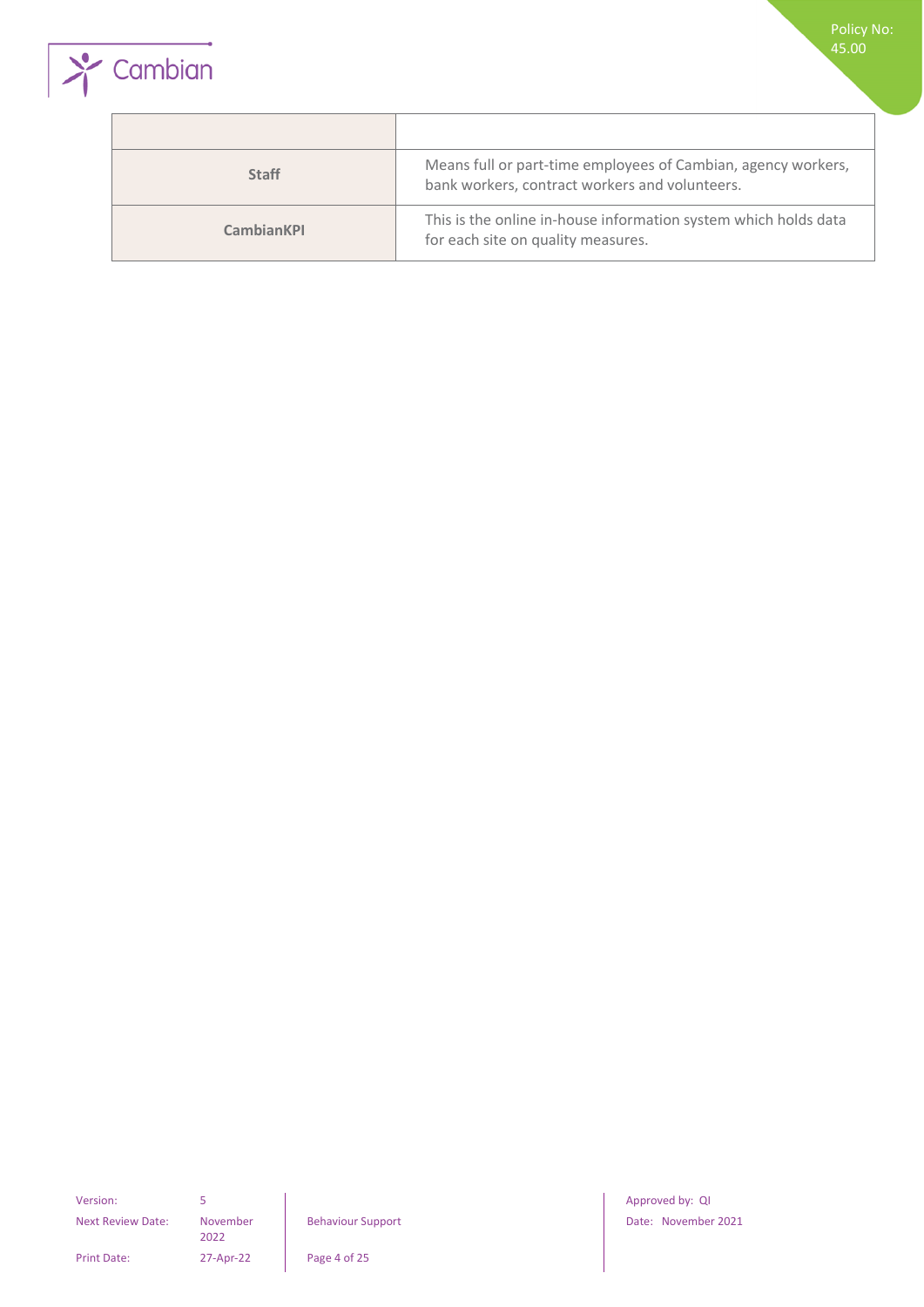| | |
|---|---|
| **Staff** | Means full or part-time employees of Cambian, agency workers, bank workers, contract workers and volunteers. |
| **CambianKPI** | This is the online in-house information system which holds data for each site on quality measures. |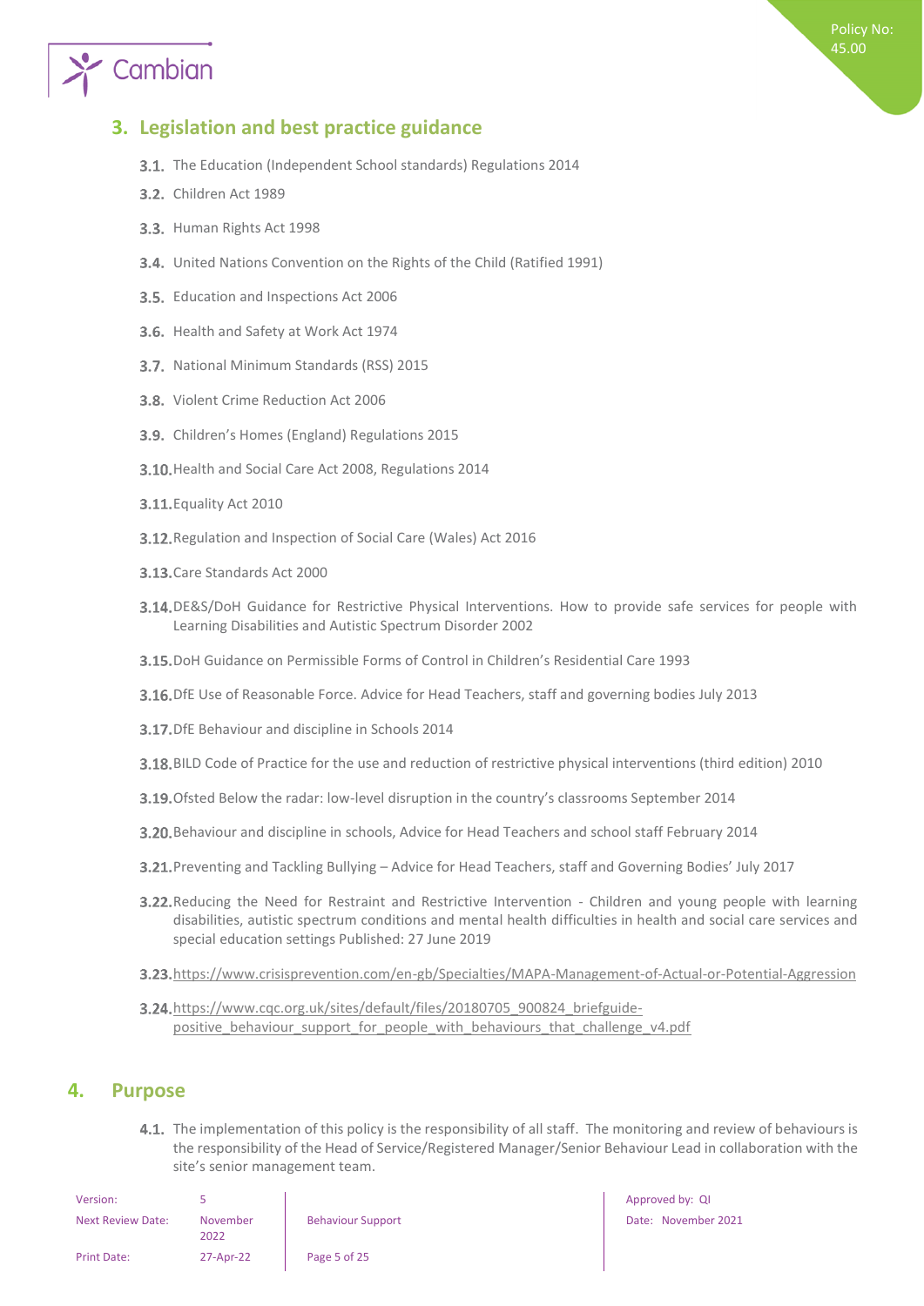## 3. Legislation and best practice guidance

3.1. The Education (Independent School standards) Regulations 2014

3.2. Children Act 1989

3.3. Human Rights Act 1998

3.4. United Nations Convention on the Rights of the Child (Ratified 1991)

3.5. Education and Inspections Act 2006

3.6. Health and Safety at Work Act 1974

3.7. National Minimum Standards (RSS) 2015

3.8. Violent Crime Reduction Act 2006

3.9. Children's Homes (England) Regulations 2015

3.10. Health and Social Care Act 2008, Regulations 2014

3.11. Equality Act 2010

3.12. Regulation and Inspection of Social Care (Wales) Act 2016

3.13. Care Standards Act 2000

3.14. DE&S/DoH Guidance for Restrictive Physical Interventions. How to provide safe services for people with Learning Disabilities and Autistic Spectrum Disorder 2002

3.15. DoH Guidance on Permissible Forms of Control in Children's Residential Care 1993

3.16. DfE Use of Reasonable Force. Advice for Head Teachers, staff and governing bodies July 2013

3.17. DfE Behaviour and discipline in Schools 2014

3.18. BILD Code of Practice for the use and reduction of restrictive physical interventions (third edition) 2010

3.19. Ofsted Below the radar: low-level disruption in the country's classrooms September 2014

3.20. Behaviour and discipline in schools, Advice for Head Teachers and school staff February 2014

3.21. Preventing and Tackling Bullying – Advice for Head Teachers, staff and Governing Bodies' July 2017

3.22. Reducing the Need for Restraint and Restrictive Intervention - Children and young people with learning disabilities, autistic spectrum conditions and mental health difficulties in health and social care services and special education settings Published: 27 June 2019

3.23. https://www.crisisprevention.com/en-gb/Specialties/MAPA-Management-of-Actual-or-Potential-Aggression

3.24. https://www.cqc.org.uk/sites/default/files/20180705_900824_briefguide-positive_behaviour_support_for_people_with_behaviours_that_challenge_v4.pdf

## 4. Purpose

4.1. The implementation of this policy is the responsibility of all staff. The monitoring and review of behaviours is the responsibility of the Head of Service/Registered Manager/Senior Behaviour Lead in collaboration with the site's senior management team.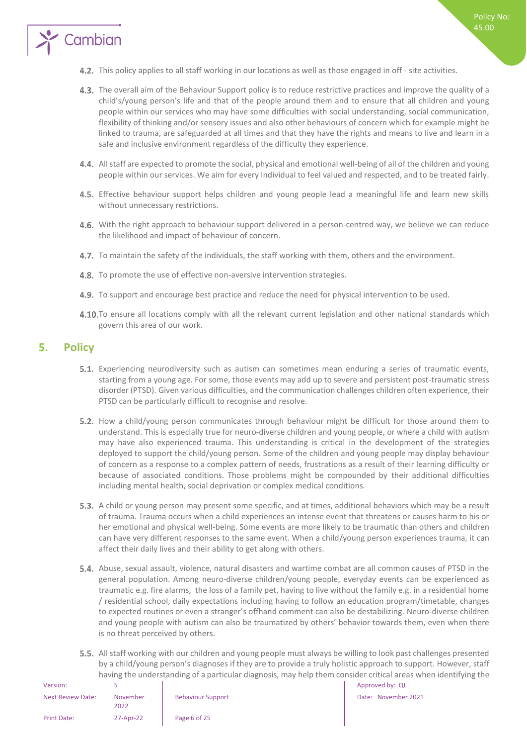4.2. This policy applies to all staff working in our locations as well as those engaged in off - site activities.

4.3. The overall aim of the Behaviour Support policy is to reduce restrictive practices and improve the quality of a child's/young person's life and that of the people around them and to ensure that all children and young people within our services who may have some difficulties with social understanding, social communication, flexibility of thinking and/or sensory issues and also other behaviours of concern which for example might be linked to trauma, are safeguarded at all times and that they have the rights and means to live and learn in a safe and inclusive environment regardless of the difficulty they experience.

4.4. All staff are expected to promote the social, physical and emotional well-being of all of the children and young people within our services. We aim for every Individual to feel valued and respected, and to be treated fairly.

4.5. Effective behaviour support helps children and young people lead a meaningful life and learn new skills without unnecessary restrictions.

4.6. With the right approach to behaviour support delivered in a person-centred way, we believe we can reduce the likelihood and impact of behaviour of concern.

4.7. To maintain the safety of the individuals, the staff working with them, others and the environment.

4.8. To promote the use of effective non-aversive intervention strategies.

4.9. To support and encourage best practice and reduce the need for physical intervention to be used.

4.10. To ensure all locations comply with all the relevant current legislation and other national standards which govern this area of our work.

## 5. Policy

5.1. Experiencing neurodiversity such as autism can sometimes mean enduring a series of traumatic events, starting from a young age. For some, those events may add up to severe and persistent post-traumatic stress disorder (PTSD). Given various difficulties, and the communication challenges children often experience, their PTSD can be particularly difficult to recognise and resolve.

5.2. How a child/young person communicates through behaviour might be difficult for those around them to understand. This is especially true for neuro-diverse children and young people, or where a child with autism may have also experienced trauma. This understanding is critical in the development of the strategies deployed to support the child/young person. Some of the children and young people may display behaviour of concern as a response to a complex pattern of needs, frustrations as a result of their learning difficulty or because of associated conditions. Those problems might be compounded by their additional difficulties including mental health, social deprivation or complex medical conditions.

5.3. A child or young person may present some specific, and at times, additional behaviors which may be a result of trauma. Trauma occurs when a child experiences an intense event that threatens or causes harm to his or her emotional and physical well-being. Some events are more likely to be traumatic than others and children can have very different responses to the same event. When a child/young person experiences trauma, it can affect their daily lives and their ability to get along with others.

5.4. Abuse, sexual assault, violence, natural disasters and wartime combat are all common causes of PTSD in the general population. Among neuro-diverse children/young people, everyday events can be experienced as traumatic e.g. fire alarms, the loss of a family pet, having to live without the family e.g. in a residential home / residential school, daily expectations including having to follow an education program/timetable, changes to expected routines or even a stranger's offhand comment can also be destabilizing. Neuro-diverse children and young people with autism can also be traumatized by others' behavior towards them, even when there is no threat perceived by others.

5.5. All staff working with our children and young people must always be willing to look past challenges presented by a child/young person's diagnoses if they are to provide a truly holistic approach to support. However, staff having the understanding of a particular diagnosis, may help them consider critical areas when identifying the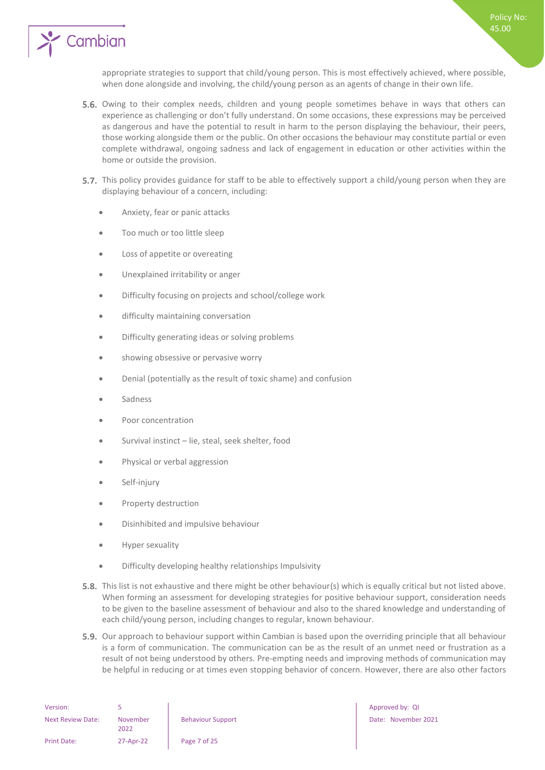appropriate strategies to support that child/young person. This is most effectively achieved, where possible, when done alongside and involving, the child/young person as an agents of change in their own life.

**5.6.** Owing to their complex needs, children and young people sometimes behave in ways that others can experience as challenging or don't fully understand. On some occasions, these expressions may be perceived as dangerous and have the potential to result in harm to the person displaying the behaviour, their peers, those working alongside them or the public. On other occasions the behaviour may constitute partial or even complete withdrawal, ongoing sadness and lack of engagement in education or other activities within the home or outside the provision.

**5.7.** This policy provides guidance for staff to be able to effectively support a child/young person when they are displaying behaviour of a concern, including:

- Anxiety, fear or panic attacks
- Too much or too little sleep
- Loss of appetite or overeating
- Unexplained irritability or anger
- Difficulty focusing on projects and school/college work
- difficulty maintaining conversation
- Difficulty generating ideas or solving problems
- showing obsessive or pervasive worry
- Denial (potentially as the result of toxic shame) and confusion
- Sadness
- Poor concentration
- Survival instinct – lie, steal, seek shelter, food
- Physical or verbal aggression
- Self-injury
- Property destruction
- Disinhibited and impulsive behaviour
- Hyper sexuality
- Difficulty developing healthy relationships Impulsivity

**5.8.** This list is not exhaustive and there might be other behaviour(s) which is equally critical but not listed above. When forming an assessment for developing strategies for positive behaviour support, consideration needs to be given to the baseline assessment of behaviour and also to the shared knowledge and understanding of each child/young person, including changes to regular, known behaviour.

**5.9.** Our approach to behaviour support within Cambian is based upon the overriding principle that all behaviour is a form of communication. The communication can be as the result of an unmet need or frustration as a result of not being understood by others. Pre-empting needs and improving methods of communication may be helpful in reducing or at times even stopping behavior of concern. However, there are also other factors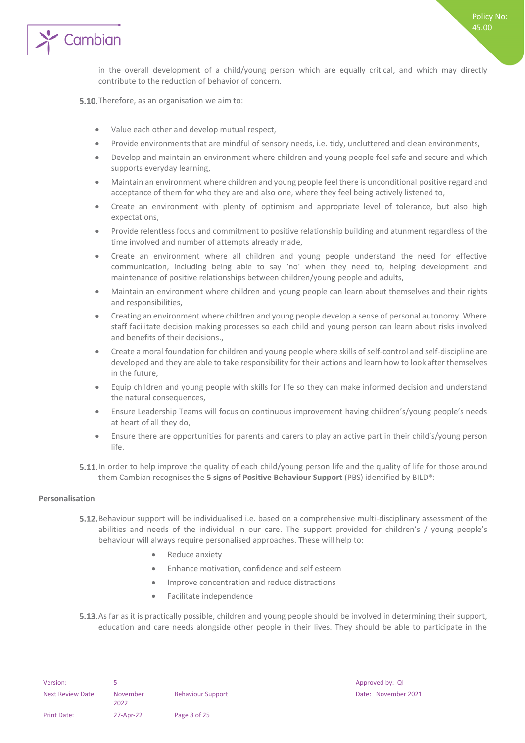in the overall development of a child/young person which are equally critical, and which may directly contribute to the reduction of behavior of concern.

5.10. Therefore, as an organisation we aim to:

- Value each other and develop mutual respect,
- Provide environments that are mindful of sensory needs, i.e. tidy, uncluttered and clean environments,
- Develop and maintain an environment where children and young people feel safe and secure and which supports everyday learning,
- Maintain an environment where children and young people feel there is unconditional positive regard and acceptance of them for who they are and also one, where they feel being actively listened to,
- Create an environment with plenty of optimism and appropriate level of tolerance, but also high expectations,
- Provide relentless focus and commitment to positive relationship building and atunment regardless of the time involved and number of attempts already made,
- Create an environment where all children and young people understand the need for effective communication, including being able to say 'no' when they need to, helping development and maintenance of positive relationships between children/young people and adults,
- Maintain an environment where children and young people can learn about themselves and their rights and responsibilities,
- Creating an environment where children and young people develop a sense of personal autonomy. Where staff facilitate decision making processes so each child and young person can learn about risks involved and benefits of their decisions.,
- Create a moral foundation for children and young people where skills of self-control and self-discipline are developed and they are able to take responsibility for their actions and learn how to look after themselves in the future,
- Equip children and young people with skills for life so they can make informed decision and understand the natural consequences,
- Ensure Leadership Teams will focus on continuous improvement having children's/young people's needs at heart of all they do,
- Ensure there are opportunities for parents and carers to play an active part in their child's/young person life.

5.11. In order to help improve the quality of each child/young person life and the quality of life for those around them Cambian recognises the **5 signs of Positive Behaviour Support** (PBS) identified by BILD®:

**Personalisation**

5.12. Behaviour support will be individualised i.e. based on a comprehensive multi-disciplinary assessment of the abilities and needs of the individual in our care. The support provided for children's / young people's behaviour will always require personalised approaches. These will help to:

- Reduce anxiety
- Enhance motivation, confidence and self esteem
- Improve concentration and reduce distractions
- Facilitate independence

5.13. As far as it is practically possible, children and young people should be involved in determining their support, education and care needs alongside other people in their lives. They should be able to participate in the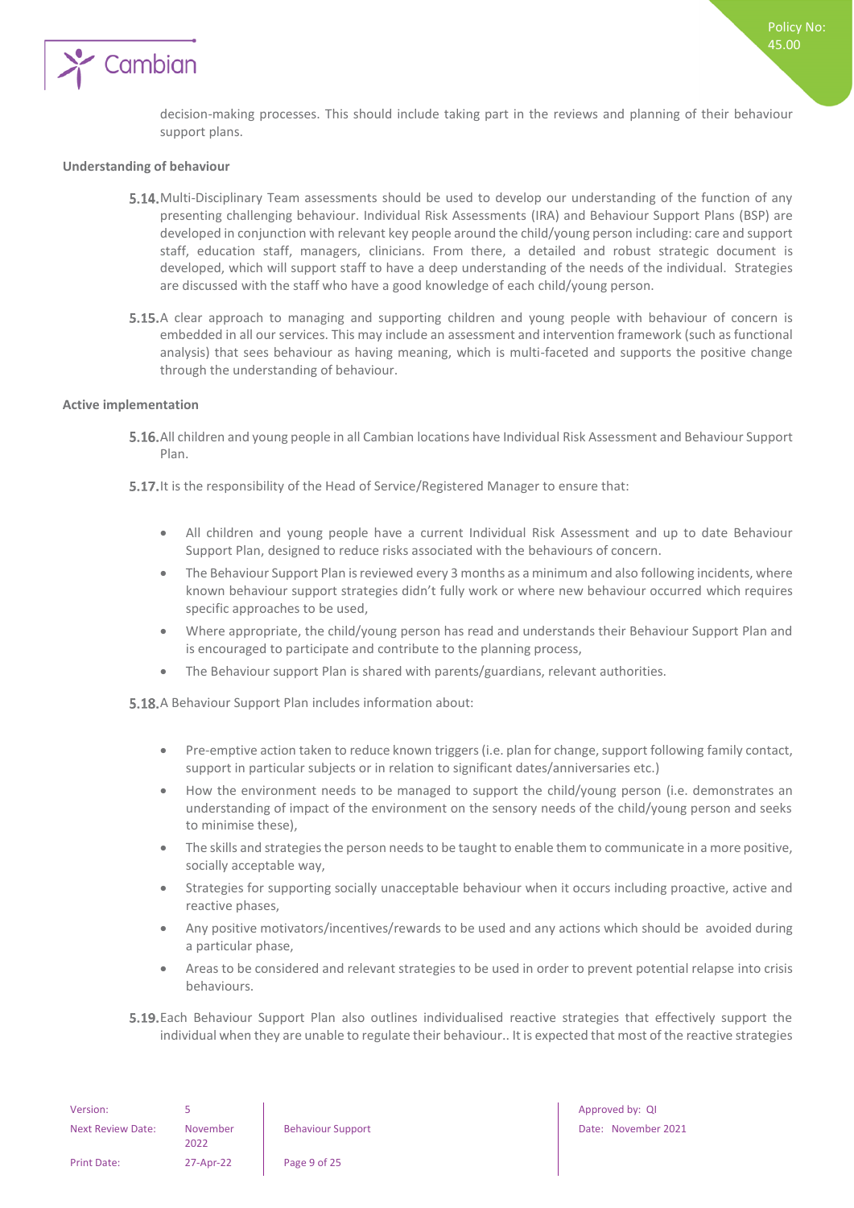decision-making processes. This should include taking part in the reviews and planning of their behaviour support plans.

**Understanding of behaviour**

5.14. Multi-Disciplinary Team assessments should be used to develop our understanding of the function of any presenting challenging behaviour. Individual Risk Assessments (IRA) and Behaviour Support Plans (BSP) are developed in conjunction with relevant key people around the child/young person including: care and support staff, education staff, managers, clinicians. From there, a detailed and robust strategic document is developed, which will support staff to have a deep understanding of the needs of the individual. Strategies are discussed with the staff who have a good knowledge of each child/young person.

5.15. A clear approach to managing and supporting children and young people with behaviour of concern is embedded in all our services. This may include an assessment and intervention framework (such as functional analysis) that sees behaviour as having meaning, which is multi-faceted and supports the positive change through the understanding of behaviour.

**Active implementation**

5.16. All children and young people in all Cambian locations have Individual Risk Assessment and Behaviour Support Plan.

5.17. It is the responsibility of the Head of Service/Registered Manager to ensure that:

- All children and young people have a current Individual Risk Assessment and up to date Behaviour Support Plan, designed to reduce risks associated with the behaviours of concern.
- The Behaviour Support Plan is reviewed every 3 months as a minimum and also following incidents, where known behaviour support strategies didn't fully work or where new behaviour occurred which requires specific approaches to be used,
- Where appropriate, the child/young person has read and understands their Behaviour Support Plan and is encouraged to participate and contribute to the planning process,
- The Behaviour support Plan is shared with parents/guardians, relevant authorities.

5.18. A Behaviour Support Plan includes information about:

- Pre-emptive action taken to reduce known triggers (i.e. plan for change, support following family contact, support in particular subjects or in relation to significant dates/anniversaries etc.)
- How the environment needs to be managed to support the child/young person (i.e. demonstrates an understanding of impact of the environment on the sensory needs of the child/young person and seeks to minimise these),
- The skills and strategies the person needs to be taught to enable them to communicate in a more positive, socially acceptable way,
- Strategies for supporting socially unacceptable behaviour when it occurs including proactive, active and reactive phases,
- Any positive motivators/incentives/rewards to be used and any actions which should be avoided during a particular phase,
- Areas to be considered and relevant strategies to be used in order to prevent potential relapse into crisis behaviours.

5.19. Each Behaviour Support Plan also outlines individualised reactive strategies that effectively support the individual when they are unable to regulate their behaviour.. It is expected that most of the reactive strategies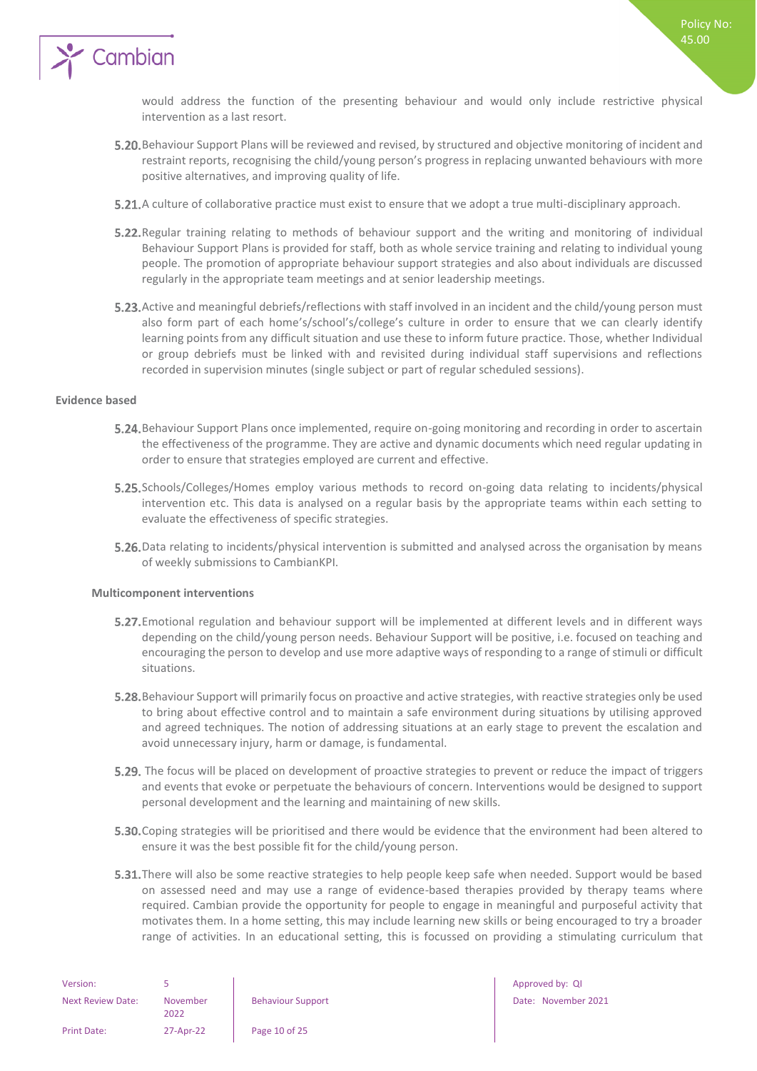would address the function of the presenting behaviour and would only include restrictive physical intervention as a last resort.

5.20. Behaviour Support Plans will be reviewed and revised, by structured and objective monitoring of incident and restraint reports, recognising the child/young person's progress in replacing unwanted behaviours with more positive alternatives, and improving quality of life.

5.21. A culture of collaborative practice must exist to ensure that we adopt a true multi-disciplinary approach.

5.22. Regular training relating to methods of behaviour support and the writing and monitoring of individual Behaviour Support Plans is provided for staff, both as whole service training and relating to individual young people. The promotion of appropriate behaviour support strategies and also about individuals are discussed regularly in the appropriate team meetings and at senior leadership meetings.

5.23. Active and meaningful debriefs/reflections with staff involved in an incident and the child/young person must also form part of each home's/school's/college's culture in order to ensure that we can clearly identify learning points from any difficult situation and use these to inform future practice. Those, whether Individual or group debriefs must be linked with and revisited during individual staff supervisions and reflections recorded in supervision minutes (single subject or part of regular scheduled sessions).

**Evidence based**

5.24. Behaviour Support Plans once implemented, require on-going monitoring and recording in order to ascertain the effectiveness of the programme. They are active and dynamic documents which need regular updating in order to ensure that strategies employed are current and effective.

5.25. Schools/Colleges/Homes employ various methods to record on-going data relating to incidents/physical intervention etc. This data is analysed on a regular basis by the appropriate teams within each setting to evaluate the effectiveness of specific strategies.

5.26. Data relating to incidents/physical intervention is submitted and analysed across the organisation by means of weekly submissions to CambianKPI.

**Multicomponent interventions**

5.27. Emotional regulation and behaviour support will be implemented at different levels and in different ways depending on the child/young person needs. Behaviour Support will be positive, i.e. focused on teaching and encouraging the person to develop and use more adaptive ways of responding to a range of stimuli or difficult situations.

5.28. Behaviour Support will primarily focus on proactive and active strategies, with reactive strategies only be used to bring about effective control and to maintain a safe environment during situations by utilising approved and agreed techniques. The notion of addressing situations at an early stage to prevent the escalation and avoid unnecessary injury, harm or damage, is fundamental.

5.29. The focus will be placed on development of proactive strategies to prevent or reduce the impact of triggers and events that evoke or perpetuate the behaviours of concern. Interventions would be designed to support personal development and the learning and maintaining of new skills.

5.30. Coping strategies will be prioritised and there would be evidence that the environment had been altered to ensure it was the best possible fit for the child/young person.

5.31. There will also be some reactive strategies to help people keep safe when needed. Support would be based on assessed need and may use a range of evidence-based therapies provided by therapy teams where required. Cambian provide the opportunity for people to engage in meaningful and purposeful activity that motivates them. In a home setting, this may include learning new skills or being encouraged to try a broader range of activities. In an educational setting, this is focussed on providing a stimulating curriculum that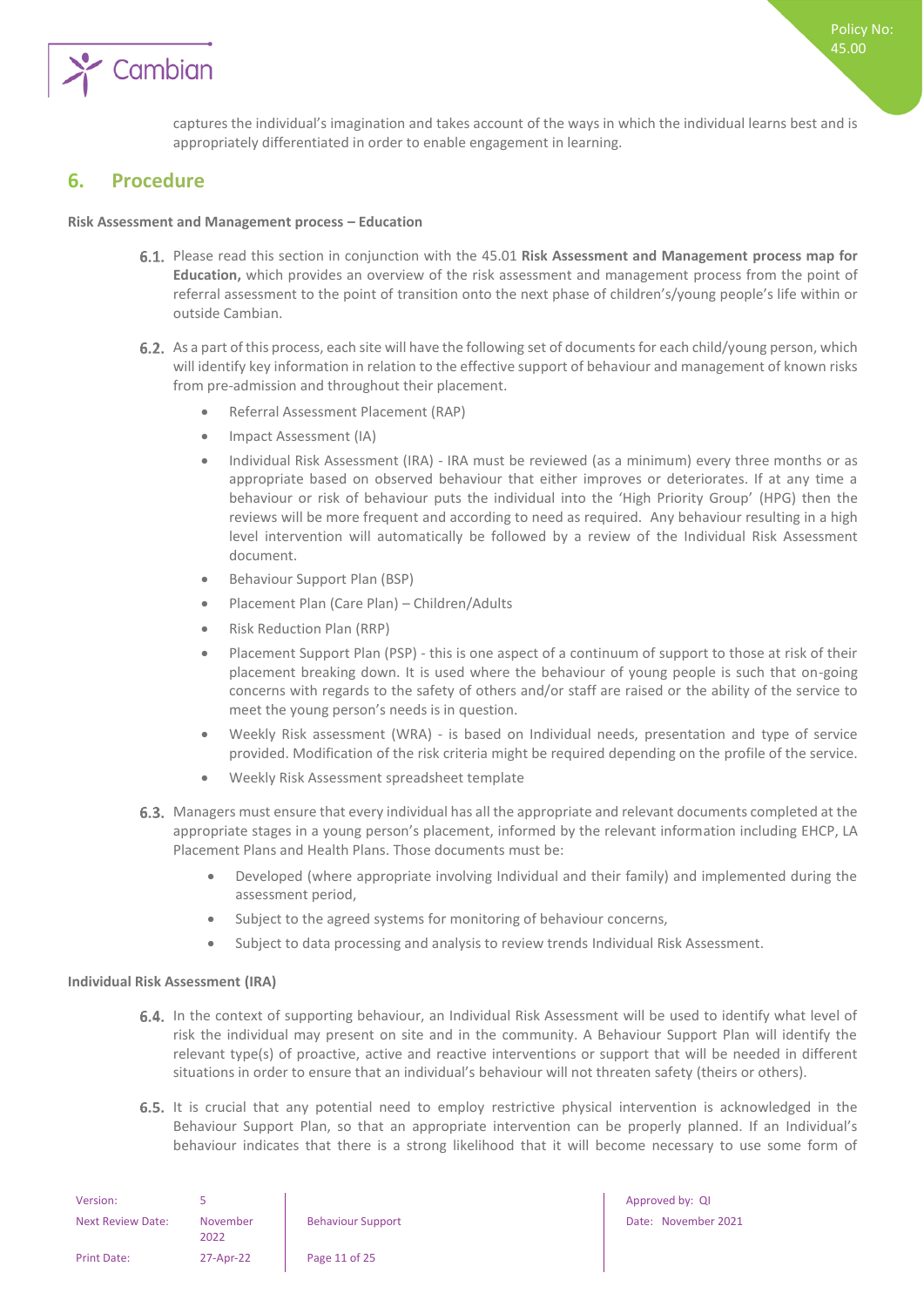captures the individual's imagination and takes account of the ways in which the individual learns best and is appropriately differentiated in order to enable engagement in learning.

## 6. Procedure

**Risk Assessment and Management process – Education**

6.1. Please read this section in conjunction with the 45.01 **Risk Assessment and Management process map for Education,** which provides an overview of the risk assessment and management process from the point of referral assessment to the point of transition onto the next phase of children's/young people's life within or outside Cambian.

6.2. As a part of this process, each site will have the following set of documents for each child/young person, which will identify key information in relation to the effective support of behaviour and management of known risks from pre-admission and throughout their placement.

- Referral Assessment Placement (RAP)
- Impact Assessment (IA)
- Individual Risk Assessment (IRA) - IRA must be reviewed (as a minimum) every three months or as appropriate based on observed behaviour that either improves or deteriorates. If at any time a behaviour or risk of behaviour puts the individual into the 'High Priority Group' (HPG) then the reviews will be more frequent and according to need as required. Any behaviour resulting in a high level intervention will automatically be followed by a review of the Individual Risk Assessment document.
- Behaviour Support Plan (BSP)
- Placement Plan (Care Plan) – Children/Adults
- Risk Reduction Plan (RRP)
- Placement Support Plan (PSP) - this is one aspect of a continuum of support to those at risk of their placement breaking down. It is used where the behaviour of young people is such that on-going concerns with regards to the safety of others and/or staff are raised or the ability of the service to meet the young person's needs is in question.
- Weekly Risk assessment (WRA) - is based on Individual needs, presentation and type of service provided. Modification of the risk criteria might be required depending on the profile of the service.
- Weekly Risk Assessment spreadsheet template

6.3. Managers must ensure that every individual has all the appropriate and relevant documents completed at the appropriate stages in a young person's placement, informed by the relevant information including EHCP, LA Placement Plans and Health Plans. Those documents must be:

- Developed (where appropriate involving Individual and their family) and implemented during the assessment period,
- Subject to the agreed systems for monitoring of behaviour concerns,
- Subject to data processing and analysis to review trends Individual Risk Assessment.

**Individual Risk Assessment (IRA)**

6.4. In the context of supporting behaviour, an Individual Risk Assessment will be used to identify what level of risk the individual may present on site and in the community. A Behaviour Support Plan will identify the relevant type(s) of proactive, active and reactive interventions or support that will be needed in different situations in order to ensure that an individual's behaviour will not threaten safety (theirs or others).

6.5. It is crucial that any potential need to employ restrictive physical intervention is acknowledged in the Behaviour Support Plan, so that an appropriate intervention can be properly planned. If an Individual's behaviour indicates that there is a strong likelihood that it will become necessary to use some form of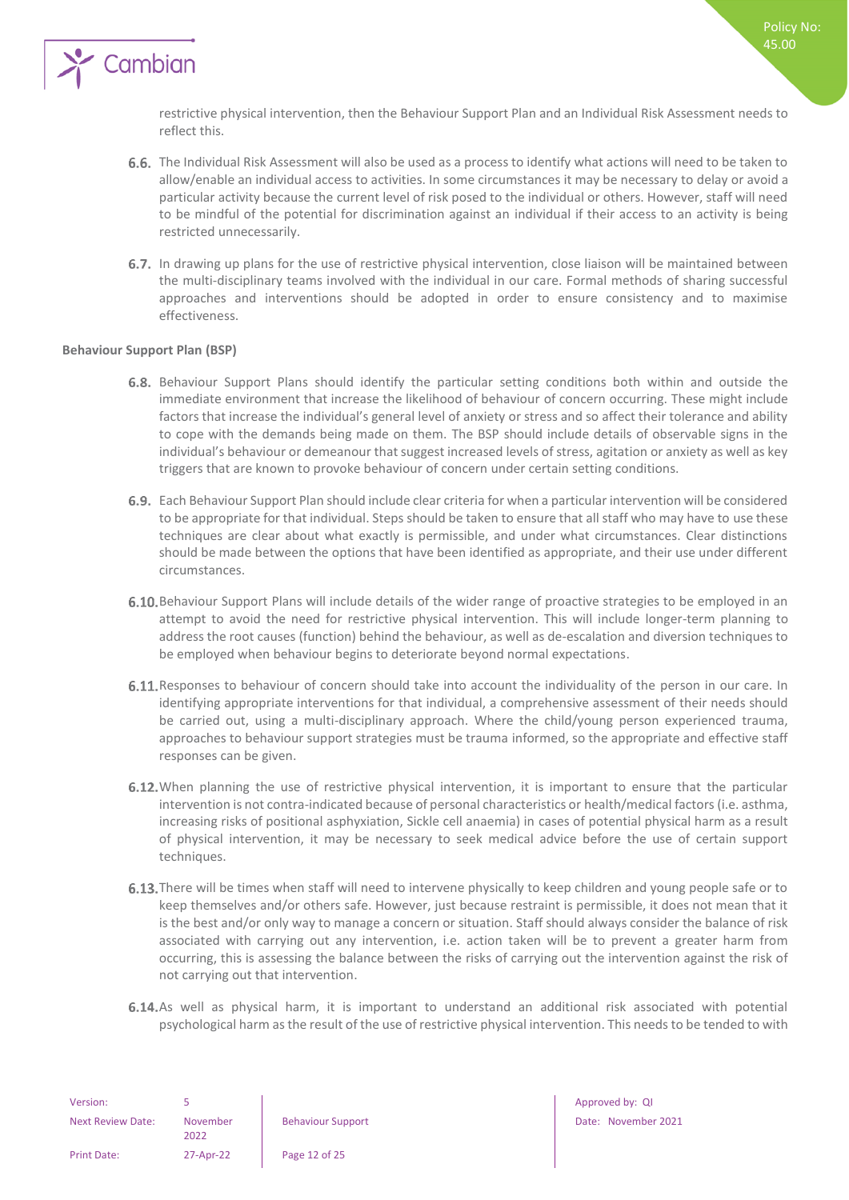restrictive physical intervention, then the Behaviour Support Plan and an Individual Risk Assessment needs to reflect this.

**6.6.** The Individual Risk Assessment will also be used as a process to identify what actions will need to be taken to allow/enable an individual access to activities. In some circumstances it may be necessary to delay or avoid a particular activity because the current level of risk posed to the individual or others. However, staff will need to be mindful of the potential for discrimination against an individual if their access to an activity is being restricted unnecessarily.

**6.7.** In drawing up plans for the use of restrictive physical intervention, close liaison will be maintained between the multi-disciplinary teams involved with the individual in our care. Formal methods of sharing successful approaches and interventions should be adopted in order to ensure consistency and to maximise effectiveness.

**Behaviour Support Plan (BSP)**

**6.8.** Behaviour Support Plans should identify the particular setting conditions both within and outside the immediate environment that increase the likelihood of behaviour of concern occurring. These might include factors that increase the individual's general level of anxiety or stress and so affect their tolerance and ability to cope with the demands being made on them. The BSP should include details of observable signs in the individual's behaviour or demeanour that suggest increased levels of stress, agitation or anxiety as well as key triggers that are known to provoke behaviour of concern under certain setting conditions.

**6.9.** Each Behaviour Support Plan should include clear criteria for when a particular intervention will be considered to be appropriate for that individual. Steps should be taken to ensure that all staff who may have to use these techniques are clear about what exactly is permissible, and under what circumstances. Clear distinctions should be made between the options that have been identified as appropriate, and their use under different circumstances.

**6.10.** Behaviour Support Plans will include details of the wider range of proactive strategies to be employed in an attempt to avoid the need for restrictive physical intervention. This will include longer-term planning to address the root causes (function) behind the behaviour, as well as de-escalation and diversion techniques to be employed when behaviour begins to deteriorate beyond normal expectations.

**6.11.** Responses to behaviour of concern should take into account the individuality of the person in our care. In identifying appropriate interventions for that individual, a comprehensive assessment of their needs should be carried out, using a multi-disciplinary approach. Where the child/young person experienced trauma, approaches to behaviour support strategies must be trauma informed, so the appropriate and effective staff responses can be given.

**6.12.** When planning the use of restrictive physical intervention, it is important to ensure that the particular intervention is not contra-indicated because of personal characteristics or health/medical factors (i.e. asthma, increasing risks of positional asphyxiation, Sickle cell anaemia) in cases of potential physical harm as a result of physical intervention, it may be necessary to seek medical advice before the use of certain support techniques.

**6.13.** There will be times when staff will need to intervene physically to keep children and young people safe or to keep themselves and/or others safe. However, just because restraint is permissible, it does not mean that it is the best and/or only way to manage a concern or situation. Staff should always consider the balance of risk associated with carrying out any intervention, i.e. action taken will be to prevent a greater harm from occurring, this is assessing the balance between the risks of carrying out the intervention against the risk of not carrying out that intervention.

**6.14.** As well as physical harm, it is important to understand an additional risk associated with potential psychological harm as the result of the use of restrictive physical intervention. This needs to be tended to with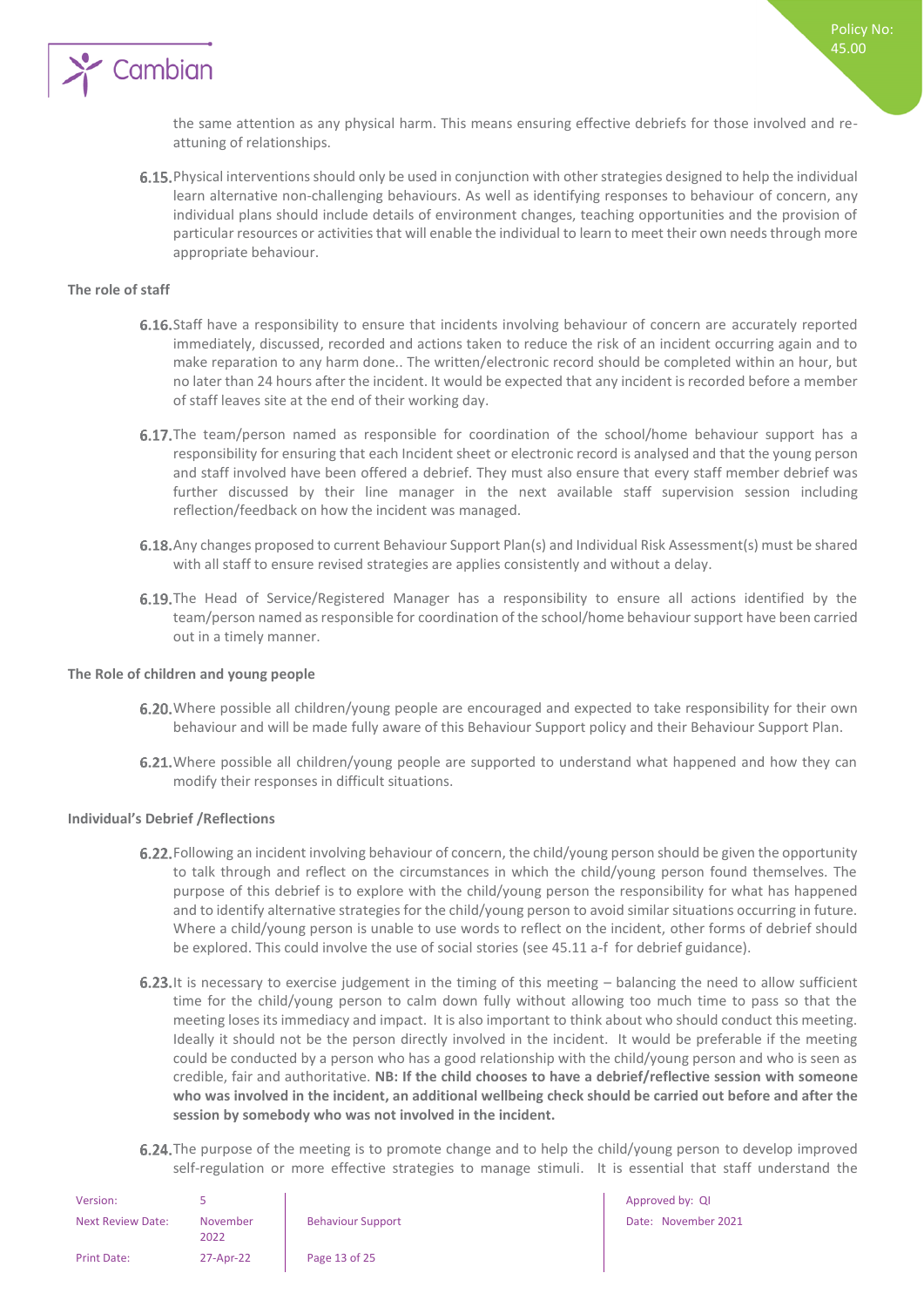the same attention as any physical harm. This means ensuring effective debriefs for those involved and re-attuning of relationships.

6.15. Physical interventions should only be used in conjunction with other strategies designed to help the individual learn alternative non-challenging behaviours. As well as identifying responses to behaviour of concern, any individual plans should include details of environment changes, teaching opportunities and the provision of particular resources or activities that will enable the individual to learn to meet their own needs through more appropriate behaviour.

**The role of staff**

6.16. Staff have a responsibility to ensure that incidents involving behaviour of concern are accurately reported immediately, discussed, recorded and actions taken to reduce the risk of an incident occurring again and to make reparation to any harm done.. The written/electronic record should be completed within an hour, but no later than 24 hours after the incident. It would be expected that any incident is recorded before a member of staff leaves site at the end of their working day.

6.17. The team/person named as responsible for coordination of the school/home behaviour support has a responsibility for ensuring that each Incident sheet or electronic record is analysed and that the young person and staff involved have been offered a debrief. They must also ensure that every staff member debrief was further discussed by their line manager in the next available staff supervision session including reflection/feedback on how the incident was managed.

6.18. Any changes proposed to current Behaviour Support Plan(s) and Individual Risk Assessment(s) must be shared with all staff to ensure revised strategies are applies consistently and without a delay.

6.19. The Head of Service/Registered Manager has a responsibility to ensure all actions identified by the team/person named as responsible for coordination of the school/home behaviour support have been carried out in a timely manner.

**The Role of children and young people**

6.20. Where possible all children/young people are encouraged and expected to take responsibility for their own behaviour and will be made fully aware of this Behaviour Support policy and their Behaviour Support Plan.

6.21. Where possible all children/young people are supported to understand what happened and how they can modify their responses in difficult situations.

**Individual's Debrief /Reflections**

6.22. Following an incident involving behaviour of concern, the child/young person should be given the opportunity to talk through and reflect on the circumstances in which the child/young person found themselves. The purpose of this debrief is to explore with the child/young person the responsibility for what has happened and to identify alternative strategies for the child/young person to avoid similar situations occurring in future. Where a child/young person is unable to use words to reflect on the incident, other forms of debrief should be explored. This could involve the use of social stories (see 45.11 a-f for debrief guidance).

6.23. It is necessary to exercise judgement in the timing of this meeting – balancing the need to allow sufficient time for the child/young person to calm down fully without allowing too much time to pass so that the meeting loses its immediacy and impact. It is also important to think about who should conduct this meeting. Ideally it should not be the person directly involved in the incident. It would be preferable if the meeting could be conducted by a person who has a good relationship with the child/young person and who is seen as credible, fair and authoritative. **NB: If the child chooses to have a debrief/reflective session with someone who was involved in the incident, an additional wellbeing check should be carried out before and after the session by somebody who was not involved in the incident.**

6.24. The purpose of the meeting is to promote change and to help the child/young person to develop improved self-regulation or more effective strategies to manage stimuli. It is essential that staff understand the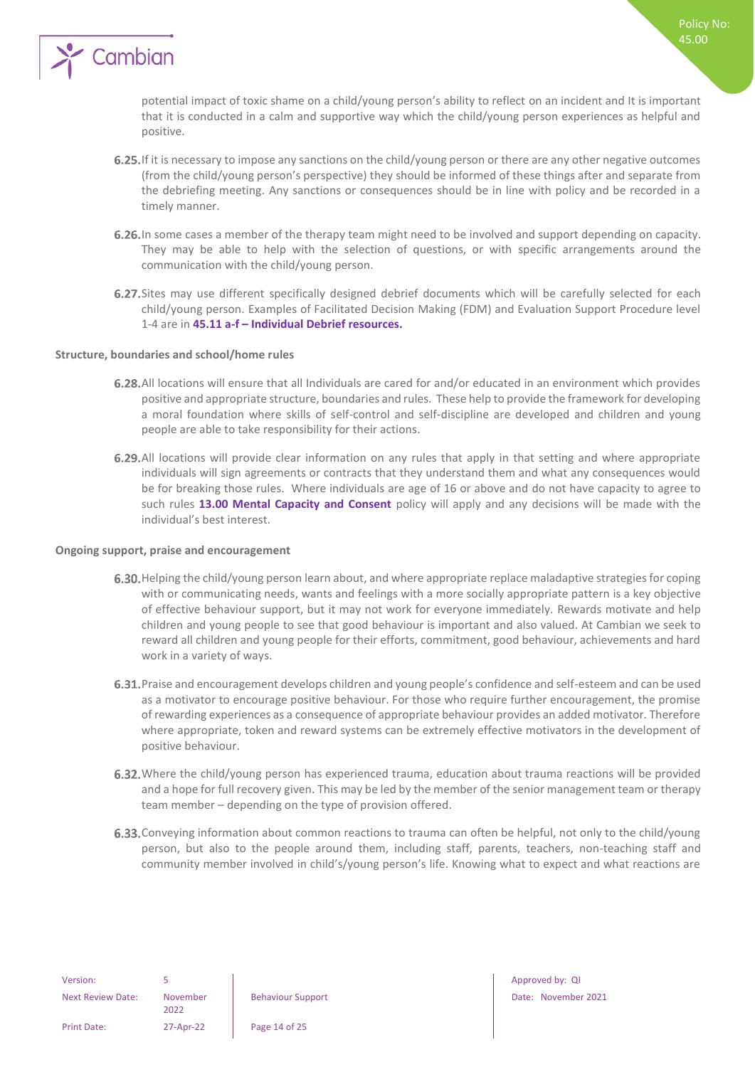potential impact of toxic shame on a child/young person's ability to reflect on an incident and It is important that it is conducted in a calm and supportive way which the child/young person experiences as helpful and positive.

**6.25.** If it is necessary to impose any sanctions on the child/young person or there are any other negative outcomes (from the child/young person's perspective) they should be informed of these things after and separate from the debriefing meeting. Any sanctions or consequences should be in line with policy and be recorded in a timely manner.

**6.26.** In some cases a member of the therapy team might need to be involved and support depending on capacity. They may be able to help with the selection of questions, or with specific arrangements around the communication with the child/young person.

**6.27.** Sites may use different specifically designed debrief documents which will be carefully selected for each child/young person. Examples of Facilitated Decision Making (FDM) and Evaluation Support Procedure level 1-4 are in **45.11 a-f – Individual Debrief resources.**

**Structure, boundaries and school/home rules**

**6.28.** All locations will ensure that all Individuals are cared for and/or educated in an environment which provides positive and appropriate structure, boundaries and rules. These help to provide the framework for developing a moral foundation where skills of self-control and self-discipline are developed and children and young people are able to take responsibility for their actions.

**6.29.** All locations will provide clear information on any rules that apply in that setting and where appropriate individuals will sign agreements or contracts that they understand them and what any consequences would be for breaking those rules. Where individuals are age of 16 or above and do not have capacity to agree to such rules **13.00 Mental Capacity and Consent** policy will apply and any decisions will be made with the individual's best interest.

**Ongoing support, praise and encouragement**

**6.30.** Helping the child/young person learn about, and where appropriate replace maladaptive strategies for coping with or communicating needs, wants and feelings with a more socially appropriate pattern is a key objective of effective behaviour support, but it may not work for everyone immediately. Rewards motivate and help children and young people to see that good behaviour is important and also valued. At Cambian we seek to reward all children and young people for their efforts, commitment, good behaviour, achievements and hard work in a variety of ways.

**6.31.** Praise and encouragement develops children and young people's confidence and self-esteem and can be used as a motivator to encourage positive behaviour. For those who require further encouragement, the promise of rewarding experiences as a consequence of appropriate behaviour provides an added motivator. Therefore where appropriate, token and reward systems can be extremely effective motivators in the development of positive behaviour.

**6.32.** Where the child/young person has experienced trauma, education about trauma reactions will be provided and a hope for full recovery given. This may be led by the member of the senior management team or therapy team member – depending on the type of provision offered.

**6.33.** Conveying information about common reactions to trauma can often be helpful, not only to the child/young person, but also to the people around them, including staff, parents, teachers, non-teaching staff and community member involved in child's/young person's life. Knowing what to expect and what reactions are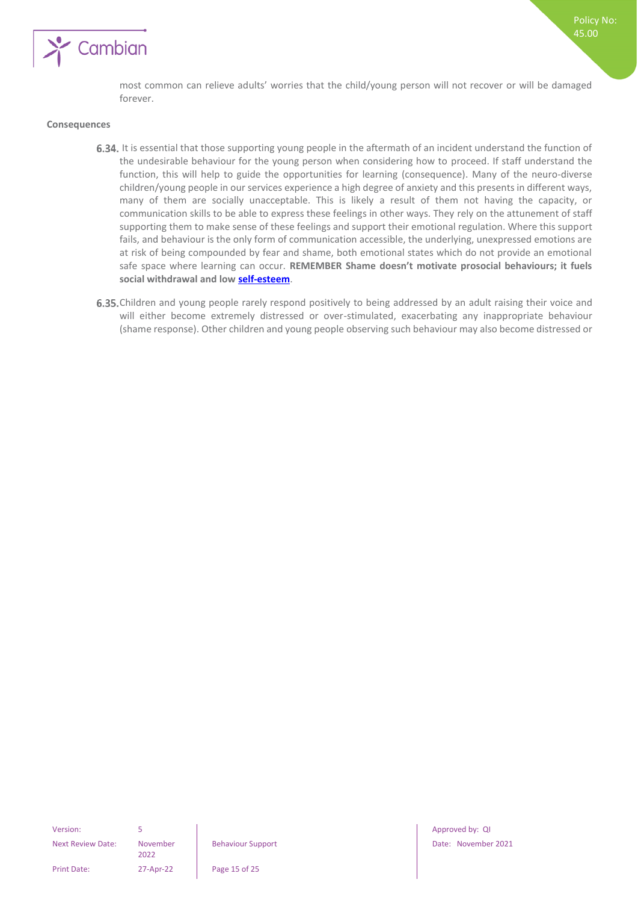most common can relieve adults' worries that the child/young person will not recover or will be damaged forever.

**Consequences**

**6.34.** It is essential that those supporting young people in the aftermath of an incident understand the function of the undesirable behaviour for the young person when considering how to proceed. If staff understand the function, this will help to guide the opportunities for learning (consequence). Many of the neuro-diverse children/young people in our services experience a high degree of anxiety and this presents in different ways, many of them are socially unacceptable. This is likely a result of them not having the capacity, or communication skills to be able to express these feelings in other ways. They rely on the attunement of staff supporting them to make sense of these feelings and support their emotional regulation. Where this support fails, and behaviour is the only form of communication accessible, the underlying, unexpressed emotions are at risk of being compounded by fear and shame, both emotional states which do not provide an emotional safe space where learning can occur. **REMEMBER Shame doesn't motivate prosocial behaviours; it fuels social withdrawal and low self-esteem**.

**6.35.** Children and young people rarely respond positively to being addressed by an adult raising their voice and will either become extremely distressed or over-stimulated, exacerbating any inappropriate behaviour (shame response). Other children and young people observing such behaviour may also become distressed or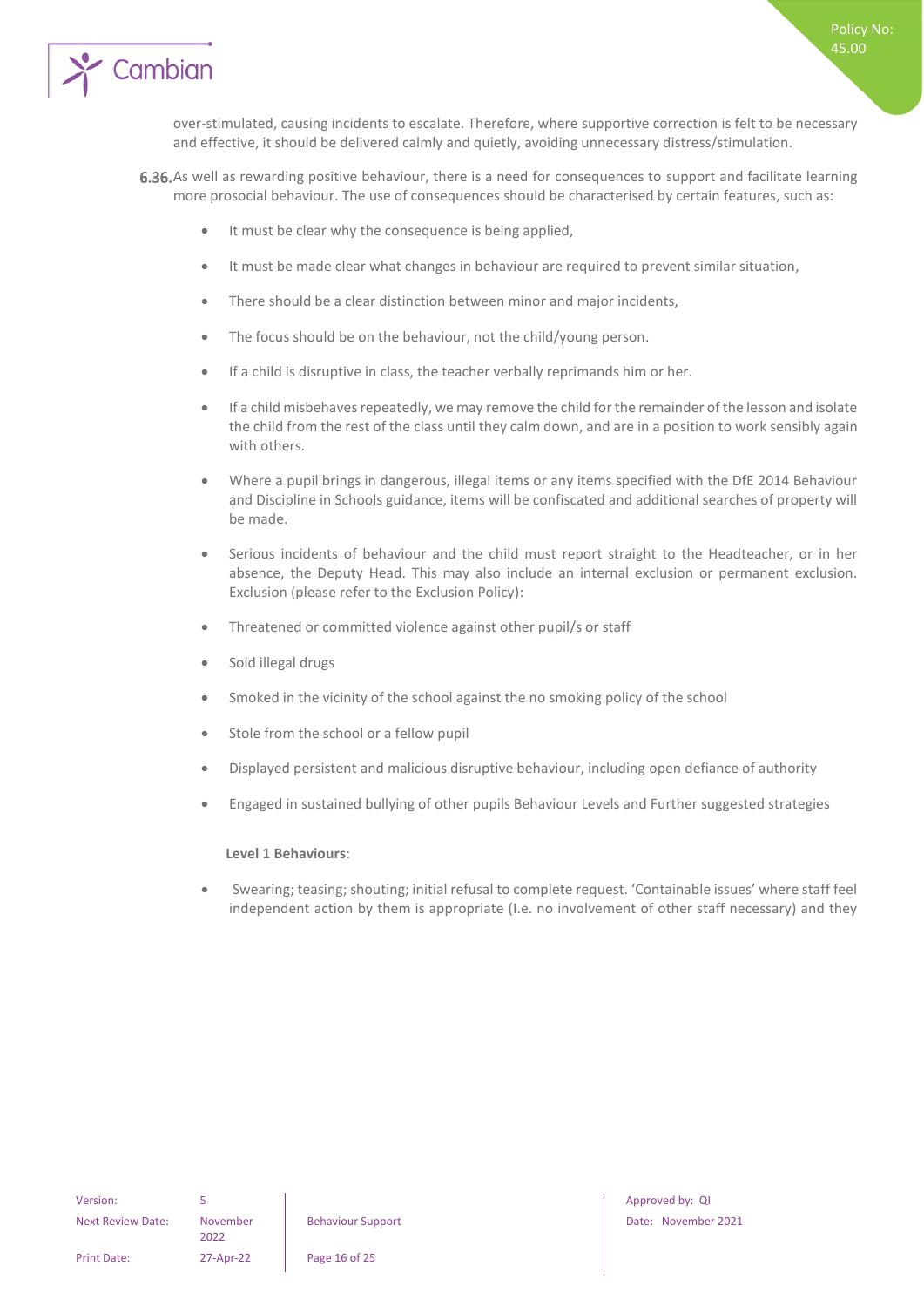over-stimulated, causing incidents to escalate. Therefore, where supportive correction is felt to be necessary and effective, it should be delivered calmly and quietly, avoiding unnecessary distress/stimulation.

**6.36.** As well as rewarding positive behaviour, there is a need for consequences to support and facilitate learning more prosocial behaviour. The use of consequences should be characterised by certain features, such as:

- It must be clear why the consequence is being applied,
- It must be made clear what changes in behaviour are required to prevent similar situation,
- There should be a clear distinction between minor and major incidents,
- The focus should be on the behaviour, not the child/young person.
- If a child is disruptive in class, the teacher verbally reprimands him or her.
- If a child misbehaves repeatedly, we may remove the child for the remainder of the lesson and isolate the child from the rest of the class until they calm down, and are in a position to work sensibly again with others.
- Where a pupil brings in dangerous, illegal items or any items specified with the DfE 2014 Behaviour and Discipline in Schools guidance, items will be confiscated and additional searches of property will be made.
- Serious incidents of behaviour and the child must report straight to the Headteacher, or in her absence, the Deputy Head. This may also include an internal exclusion or permanent exclusion. Exclusion (please refer to the Exclusion Policy):
- Threatened or committed violence against other pupil/s or staff
- Sold illegal drugs
- Smoked in the vicinity of the school against the no smoking policy of the school
- Stole from the school or a fellow pupil
- Displayed persistent and malicious disruptive behaviour, including open defiance of authority
- Engaged in sustained bullying of other pupils Behaviour Levels and Further suggested strategies

**Level 1 Behaviours**:

- Swearing; teasing; shouting; initial refusal to complete request. 'Containable issues' where staff feel independent action by them is appropriate (I.e. no involvement of other staff necessary) and they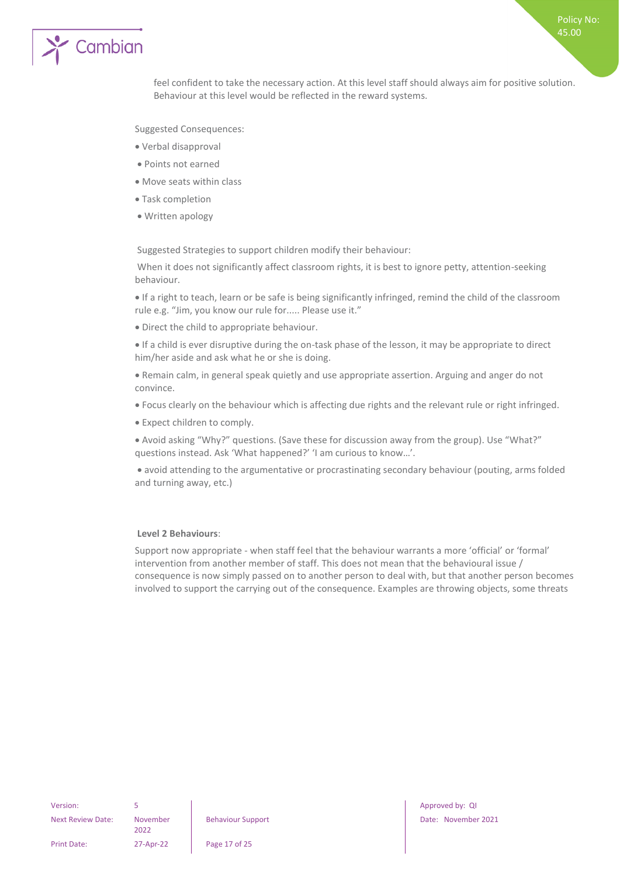feel confident to take the necessary action. At this level staff should always aim for positive solution. Behaviour at this level would be reflected in the reward systems.

Suggested Consequences:

- Verbal disapproval
- Points not earned
- Move seats within class
- Task completion
- Written apology

Suggested Strategies to support children modify their behaviour:

When it does not significantly affect classroom rights, it is best to ignore petty, attention-seeking behaviour.

- If a right to teach, learn or be safe is being significantly infringed, remind the child of the classroom rule e.g. "Jim, you know our rule for..... Please use it."
- Direct the child to appropriate behaviour.
- If a child is ever disruptive during the on-task phase of the lesson, it may be appropriate to direct him/her aside and ask what he or she is doing.
- Remain calm, in general speak quietly and use appropriate assertion. Arguing and anger do not convince.
- Focus clearly on the behaviour which is affecting due rights and the relevant rule or right infringed.
- Expect children to comply.
- Avoid asking "Why?" questions. (Save these for discussion away from the group). Use "What?" questions instead. Ask 'What happened?' 'I am curious to know…'.
- avoid attending to the argumentative or procrastinating secondary behaviour (pouting, arms folded and turning away, etc.)

**Level 2 Behaviours**:

Support now appropriate - when staff feel that the behaviour warrants a more 'official' or 'formal' intervention from another member of staff. This does not mean that the behavioural issue / consequence is now simply passed on to another person to deal with, but that another person becomes involved to support the carrying out of the consequence. Examples are throwing objects, some threats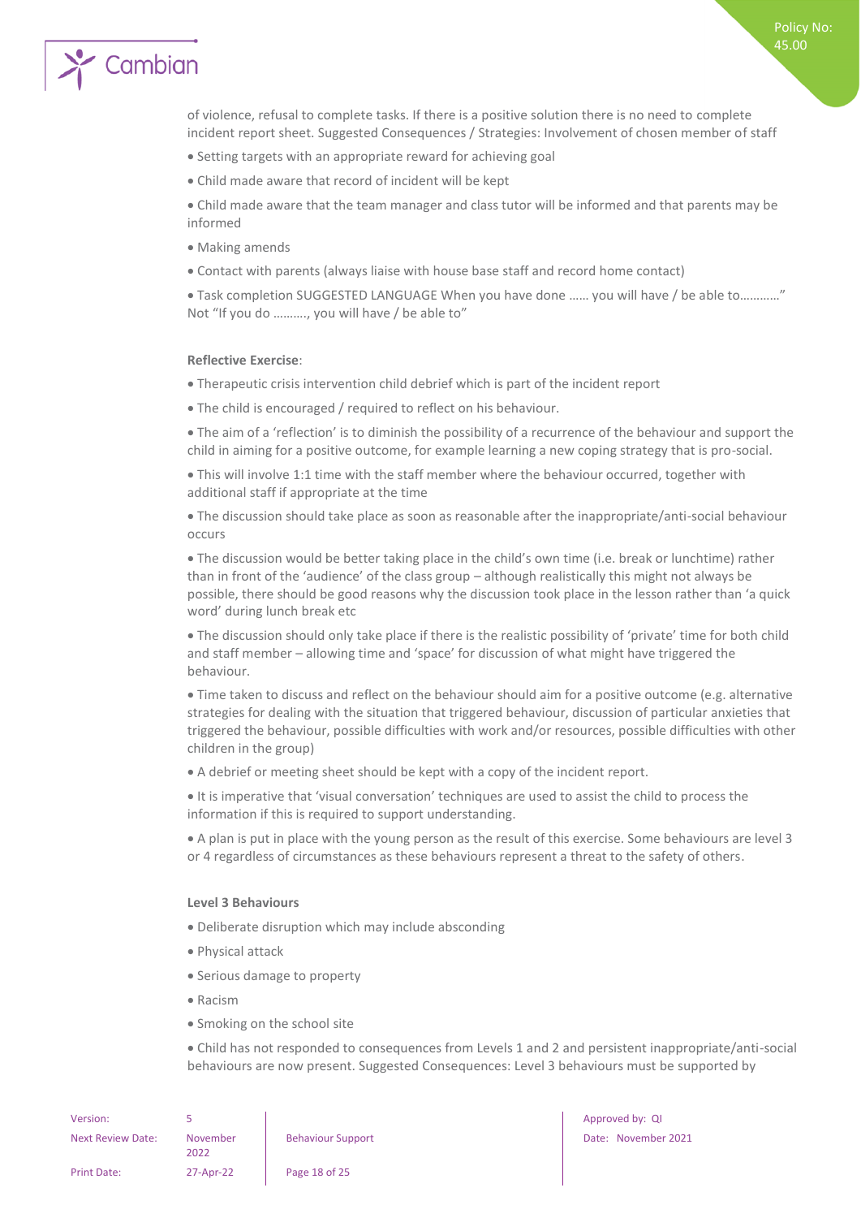of violence, refusal to complete tasks. If there is a positive solution there is no need to complete incident report sheet. Suggested Consequences / Strategies: Involvement of chosen member of staff

- Setting targets with an appropriate reward for achieving goal
- Child made aware that record of incident will be kept
- Child made aware that the team manager and class tutor will be informed and that parents may be informed
- Making amends
- Contact with parents (always liaise with house base staff and record home contact)
- Task completion SUGGESTED LANGUAGE When you have done …… you will have / be able to…………" Not "If you do ………., you will have / be able to"

**Reflective Exercise**:

- Therapeutic crisis intervention child debrief which is part of the incident report
- The child is encouraged / required to reflect on his behaviour.
- The aim of a 'reflection' is to diminish the possibility of a recurrence of the behaviour and support the child in aiming for a positive outcome, for example learning a new coping strategy that is pro-social.
- This will involve 1:1 time with the staff member where the behaviour occurred, together with additional staff if appropriate at the time
- The discussion should take place as soon as reasonable after the inappropriate/anti-social behaviour occurs
- The discussion would be better taking place in the child's own time (i.e. break or lunchtime) rather than in front of the 'audience' of the class group – although realistically this might not always be possible, there should be good reasons why the discussion took place in the lesson rather than 'a quick word' during lunch break etc
- The discussion should only take place if there is the realistic possibility of 'private' time for both child and staff member – allowing time and 'space' for discussion of what might have triggered the behaviour.
- Time taken to discuss and reflect on the behaviour should aim for a positive outcome (e.g. alternative strategies for dealing with the situation that triggered behaviour, discussion of particular anxieties that triggered the behaviour, possible difficulties with work and/or resources, possible difficulties with other children in the group)
- A debrief or meeting sheet should be kept with a copy of the incident report.
- It is imperative that 'visual conversation' techniques are used to assist the child to process the information if this is required to support understanding.
- A plan is put in place with the young person as the result of this exercise. Some behaviours are level 3 or 4 regardless of circumstances as these behaviours represent a threat to the safety of others.

**Level 3 Behaviours**

- Deliberate disruption which may include absconding
- Physical attack
- Serious damage to property
- Racism
- Smoking on the school site
- Child has not responded to consequences from Levels 1 and 2 and persistent inappropriate/anti-social behaviours are now present. Suggested Consequences: Level 3 behaviours must be supported by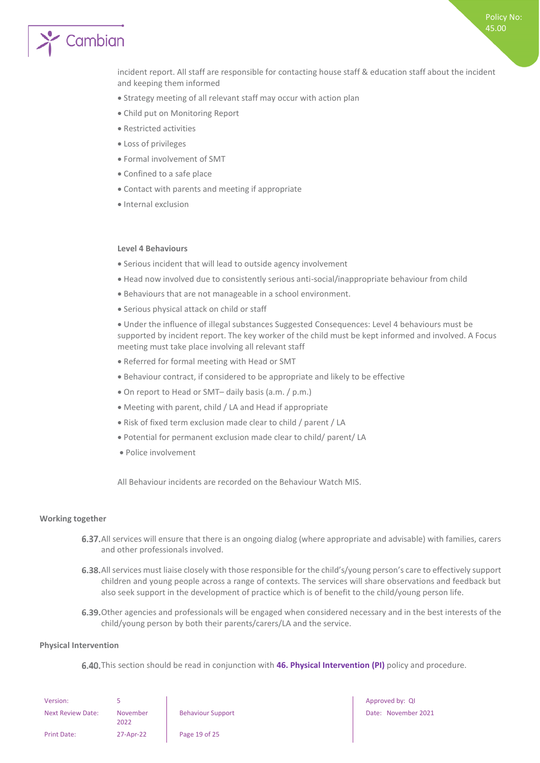incident report. All staff are responsible for contacting house staff & education staff about the incident and keeping them informed

- Strategy meeting of all relevant staff may occur with action plan
- Child put on Monitoring Report
- Restricted activities
- Loss of privileges
- Formal involvement of SMT
- Confined to a safe place
- Contact with parents and meeting if appropriate
- Internal exclusion

**Level 4 Behaviours**

- Serious incident that will lead to outside agency involvement
- Head now involved due to consistently serious anti-social/inappropriate behaviour from child
- Behaviours that are not manageable in a school environment.
- Serious physical attack on child or staff
- Under the influence of illegal substances Suggested Consequences: Level 4 behaviours must be supported by incident report. The key worker of the child must be kept informed and involved. A Focus meeting must take place involving all relevant staff
- Referred for formal meeting with Head or SMT
- Behaviour contract, if considered to be appropriate and likely to be effective
- On report to Head or SMT– daily basis (a.m. / p.m.)
- Meeting with parent, child / LA and Head if appropriate
- Risk of fixed term exclusion made clear to child / parent / LA
- Potential for permanent exclusion made clear to child/ parent/ LA
- Police involvement

All Behaviour incidents are recorded on the Behaviour Watch MIS.

**Working together**

**6.37.** All services will ensure that there is an ongoing dialog (where appropriate and advisable) with families, carers and other professionals involved.

**6.38.** All services must liaise closely with those responsible for the child's/young person's care to effectively support children and young people across a range of contexts. The services will share observations and feedback but also seek support in the development of practice which is of benefit to the child/young person life.

**6.39.** Other agencies and professionals will be engaged when considered necessary and in the best interests of the child/young person by both their parents/carers/LA and the service.

**Physical Intervention**

**6.40.** This section should be read in conjunction with **46. Physical Intervention (PI)** policy and procedure.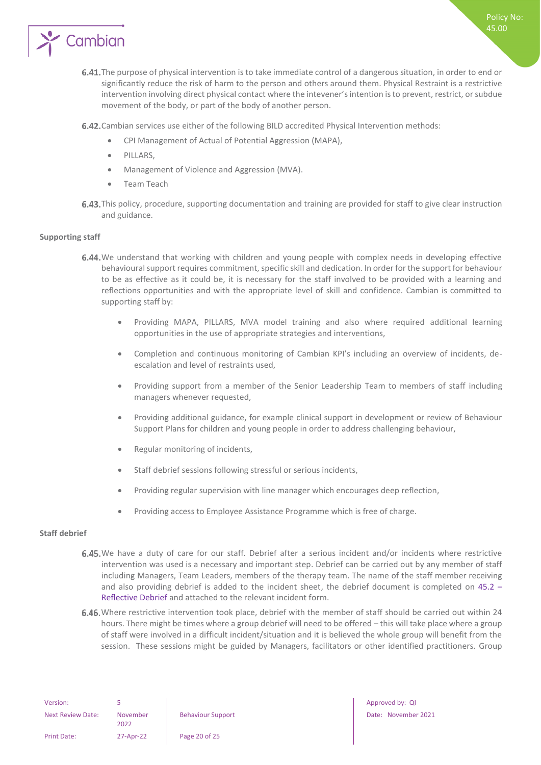6.41. The purpose of physical intervention is to take immediate control of a dangerous situation, in order to end or significantly reduce the risk of harm to the person and others around them. Physical Restraint is a restrictive intervention involving direct physical contact where the intevener's intention is to prevent, restrict, or subdue movement of the body, or part of the body of another person.

6.42. Cambian services use either of the following BILD accredited Physical Intervention methods:

- CPI Management of Actual of Potential Aggression (MAPA),
- PILLARS,
- Management of Violence and Aggression (MVA).
- Team Teach

6.43. This policy, procedure, supporting documentation and training are provided for staff to give clear instruction and guidance.

**Supporting staff**

6.44. We understand that working with children and young people with complex needs in developing effective behavioural support requires commitment, specific skill and dedication. In order for the support for behaviour to be as effective as it could be, it is necessary for the staff involved to be provided with a learning and reflections opportunities and with the appropriate level of skill and confidence. Cambian is committed to supporting staff by:

- Providing MAPA, PILLARS, MVA model training and also where required additional learning opportunities in the use of appropriate strategies and interventions,
- Completion and continuous monitoring of Cambian KPI's including an overview of incidents, de-escalation and level of restraints used,
- Providing support from a member of the Senior Leadership Team to members of staff including managers whenever requested,
- Providing additional guidance, for example clinical support in development or review of Behaviour Support Plans for children and young people in order to address challenging behaviour,
- Regular monitoring of incidents,
- Staff debrief sessions following stressful or serious incidents,
- Providing regular supervision with line manager which encourages deep reflection,
- Providing access to Employee Assistance Programme which is free of charge.

**Staff debrief**

6.45. We have a duty of care for our staff. Debrief after a serious incident and/or incidents where restrictive intervention was used is a necessary and important step. Debrief can be carried out by any member of staff including Managers, Team Leaders, members of the therapy team. The name of the staff member receiving and also providing debrief is added to the incident sheet, the debrief document is completed on 45.2 – Reflective Debrief and attached to the relevant incident form.

6.46. Where restrictive intervention took place, debrief with the member of staff should be carried out within 24 hours. There might be times where a group debrief will need to be offered – this will take place where a group of staff were involved in a difficult incident/situation and it is believed the whole group will benefit from the session. These sessions might be guided by Managers, facilitators or other identified practitioners. Group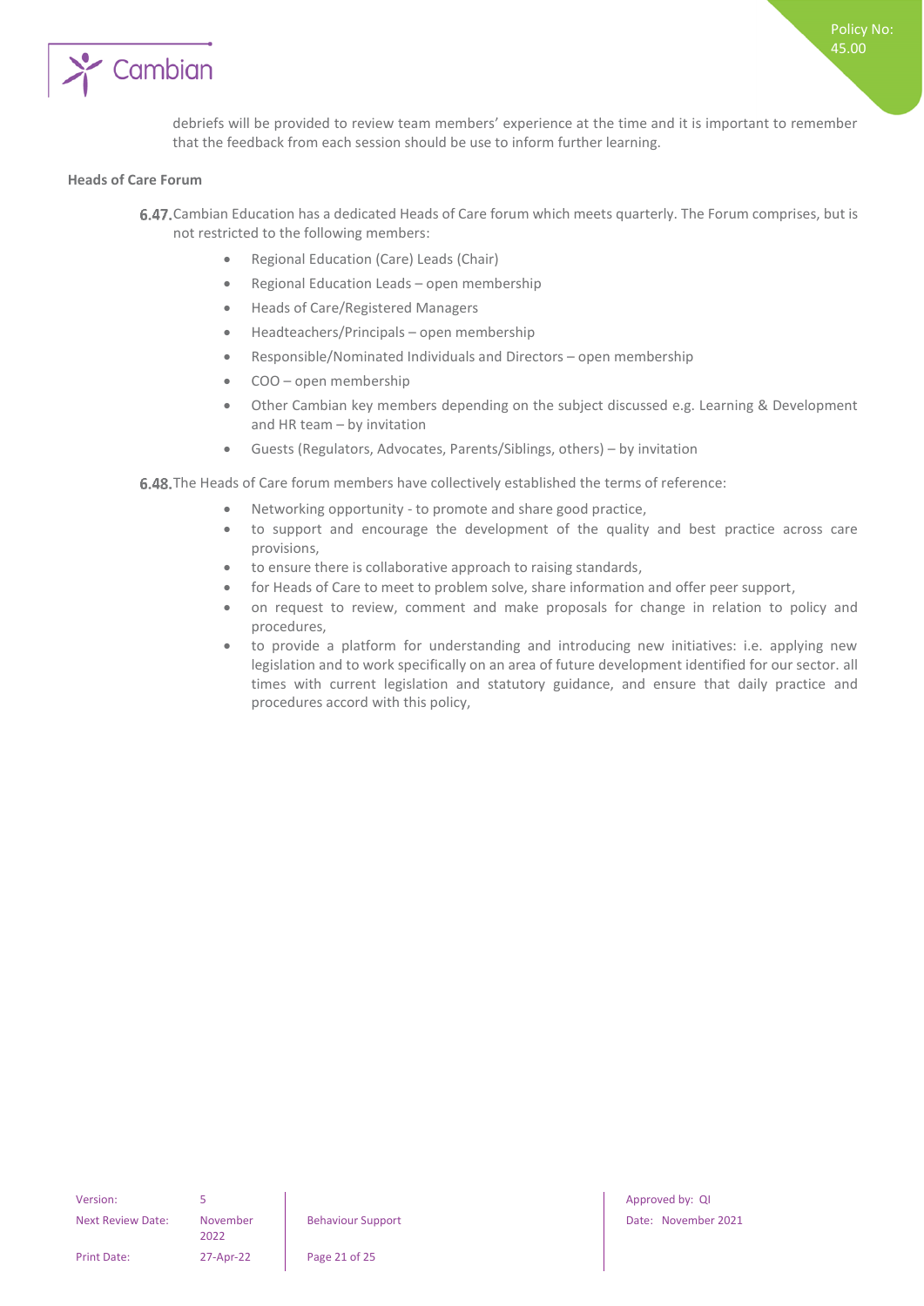debriefs will be provided to review team members' experience at the time and it is important to remember that the feedback from each session should be use to inform further learning.

**Heads of Care Forum**

**6.47.** Cambian Education has a dedicated Heads of Care forum which meets quarterly. The Forum comprises, but is not restricted to the following members:

- Regional Education (Care) Leads (Chair)
- Regional Education Leads – open membership
- Heads of Care/Registered Managers
- Headteachers/Principals – open membership
- Responsible/Nominated Individuals and Directors – open membership
- COO – open membership
- Other Cambian key members depending on the subject discussed e.g. Learning & Development and HR team – by invitation
- Guests (Regulators, Advocates, Parents/Siblings, others) – by invitation

**6.48.** The Heads of Care forum members have collectively established the terms of reference:

- Networking opportunity - to promote and share good practice,
- to support and encourage the development of the quality and best practice across care provisions,
- to ensure there is collaborative approach to raising standards,
- for Heads of Care to meet to problem solve, share information and offer peer support,
- on request to review, comment and make proposals for change in relation to policy and procedures,
- to provide a platform for understanding and introducing new initiatives: i.e. applying new legislation and to work specifically on an area of future development identified for our sector. all times with current legislation and statutory guidance, and ensure that daily practice and procedures accord with this policy,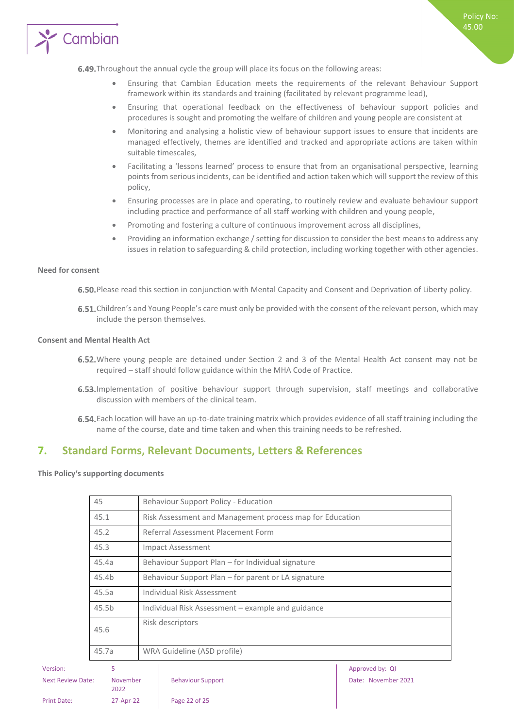6.49. Throughout the annual cycle the group will place its focus on the following areas:

- Ensuring that Cambian Education meets the requirements of the relevant Behaviour Support framework within its standards and training (facilitated by relevant programme lead),
- Ensuring that operational feedback on the effectiveness of behaviour support policies and procedures is sought and promoting the welfare of children and young people are consistent at
- Monitoring and analysing a holistic view of behaviour support issues to ensure that incidents are managed effectively, themes are identified and tracked and appropriate actions are taken within suitable timescales,
- Facilitating a 'lessons learned' process to ensure that from an organisational perspective, learning points from serious incidents, can be identified and action taken which will support the review of this policy,
- Ensuring processes are in place and operating, to routinely review and evaluate behaviour support including practice and performance of all staff working with children and young people,
- Promoting and fostering a culture of continuous improvement across all disciplines,
- Providing an information exchange / setting for discussion to consider the best means to address any issues in relation to safeguarding & child protection, including working together with other agencies.

**Need for consent**

6.50. Please read this section in conjunction with Mental Capacity and Consent and Deprivation of Liberty policy.

6.51. Children's and Young People's care must only be provided with the consent of the relevant person, which may include the person themselves.

**Consent and Mental Health Act**

6.52. Where young people are detained under Section 2 and 3 of the Mental Health Act consent may not be required – staff should follow guidance within the MHA Code of Practice.

6.53. Implementation of positive behaviour support through supervision, staff meetings and collaborative discussion with members of the clinical team.

6.54. Each location will have an up-to-date training matrix which provides evidence of all staff training including the name of the course, date and time taken and when this training needs to be refreshed.

## 7. Standard Forms, Relevant Documents, Letters & References

**This Policy's supporting documents**

| 45 | Behaviour Support Policy - Education |
|---|---|
| 45.1 | Risk Assessment and Management process map for Education |
| 45.2 | Referral Assessment Placement Form |
| 45.3 | Impact Assessment |
| 45.4a | Behaviour Support Plan – for Individual signature |
| 45.4b | Behaviour Support Plan – for parent or LA signature |
| 45.5a | Individual Risk Assessment |
| 45.5b | Individual Risk Assessment – example and guidance |
| 45.6 | Risk descriptors |
| 45.7a | WRA Guideline (ASD profile) |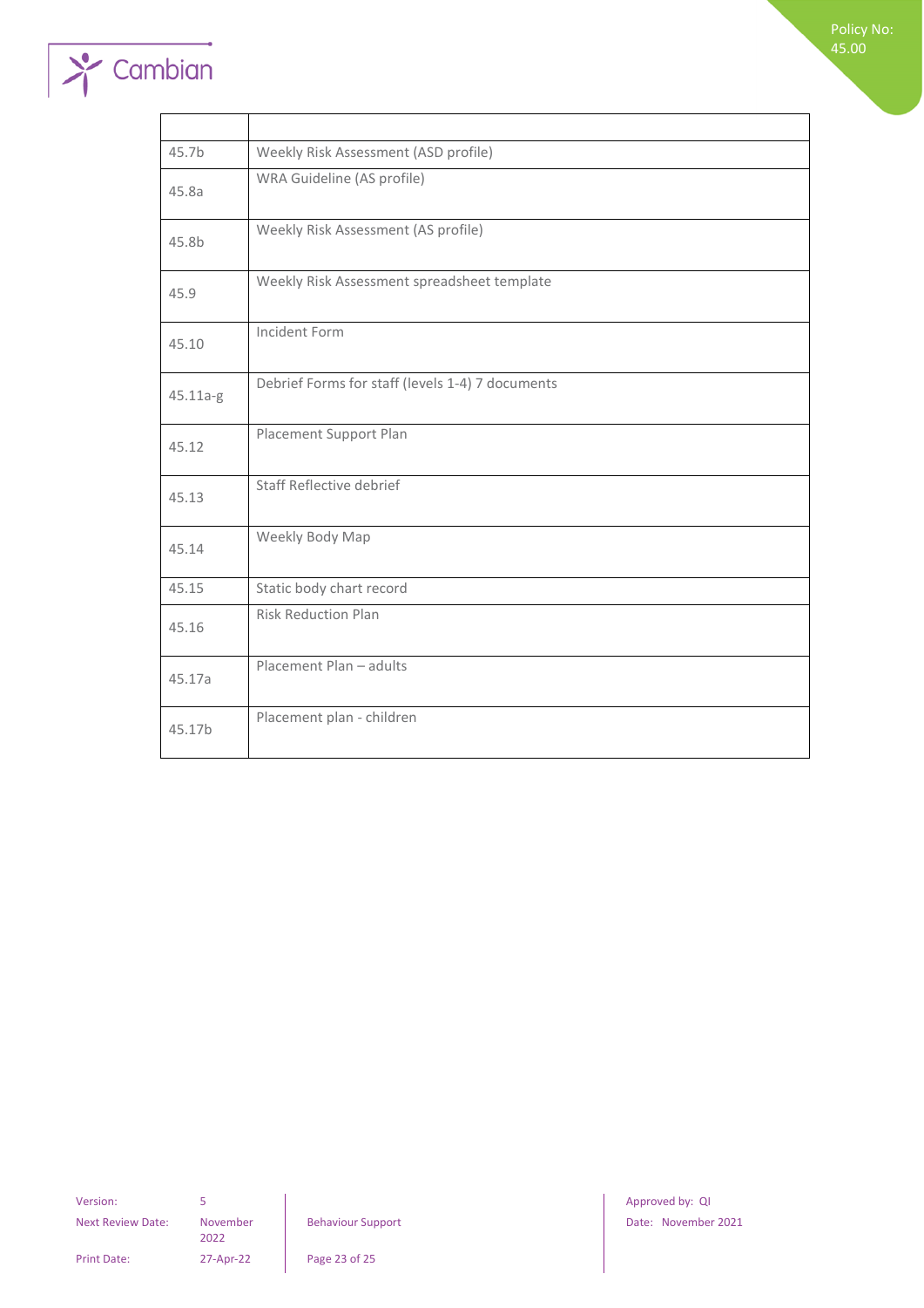| | |
|---|---|
| 45.7b | Weekly Risk Assessment (ASD profile) |
| 45.8a | WRA Guideline (AS profile) |
| 45.8b | Weekly Risk Assessment (AS profile) |
| 45.9 | Weekly Risk Assessment spreadsheet template |
| 45.10 | Incident Form |
| 45.11a-g | Debrief Forms for staff (levels 1-4) 7 documents |
| 45.12 | Placement Support Plan |
| 45.13 | Staff Reflective debrief |
| 45.14 | Weekly Body Map |
| 45.15 | Static body chart record |
| 45.16 | Risk Reduction Plan |
| 45.17a | Placement Plan – adults |
| 45.17b | Placement plan - children |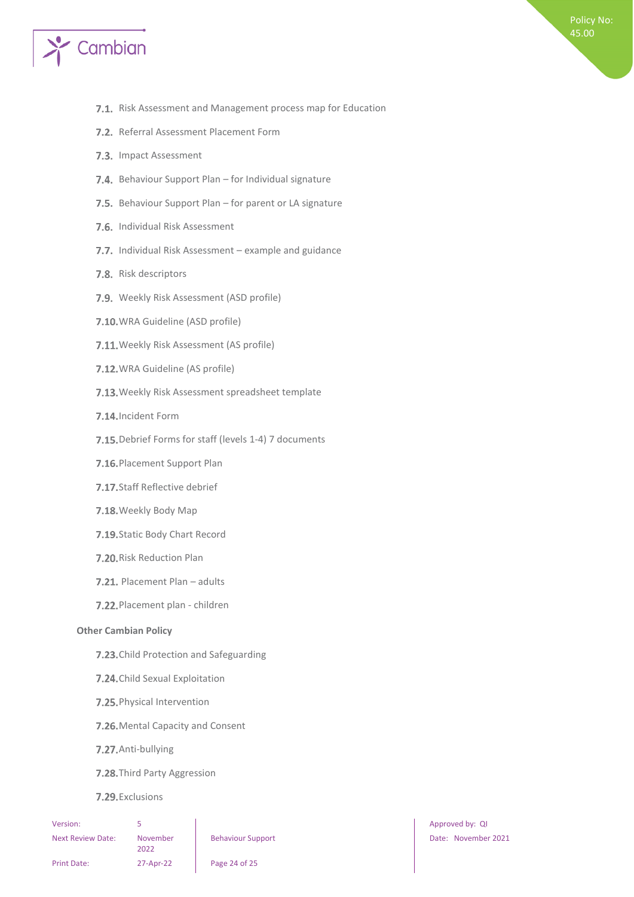7.1. Risk Assessment and Management process map for Education

7.2. Referral Assessment Placement Form

7.3. Impact Assessment

7.4. Behaviour Support Plan – for Individual signature

7.5. Behaviour Support Plan – for parent or LA signature

7.6. Individual Risk Assessment

7.7. Individual Risk Assessment – example and guidance

7.8. Risk descriptors

7.9. Weekly Risk Assessment (ASD profile)

7.10. WRA Guideline (ASD profile)

7.11. Weekly Risk Assessment (AS profile)

7.12. WRA Guideline (AS profile)

7.13. Weekly Risk Assessment spreadsheet template

7.14. Incident Form

7.15. Debrief Forms for staff (levels 1-4) 7 documents

7.16. Placement Support Plan

7.17. Staff Reflective debrief

7.18. Weekly Body Map

7.19. Static Body Chart Record

7.20. Risk Reduction Plan

7.21. Placement Plan – adults

7.22. Placement plan - children

**Other Cambian Policy**

7.23. Child Protection and Safeguarding

7.24. Child Sexual Exploitation

7.25. Physical Intervention

7.26. Mental Capacity and Consent

7.27. Anti-bullying

7.28. Third Party Aggression

7.29. Exclusions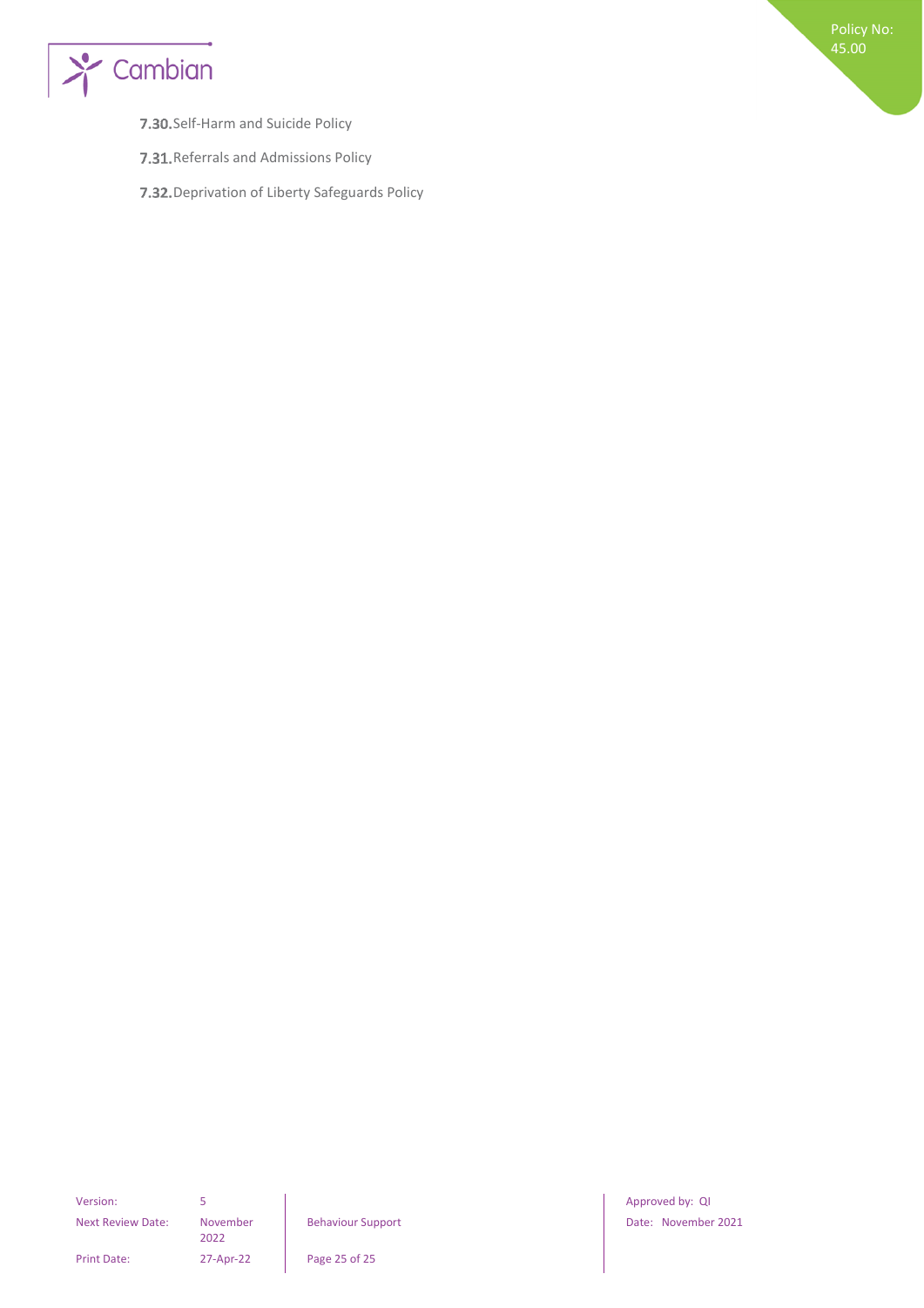7.30. Self-Harm and Suicide Policy

7.31. Referrals and Admissions Policy

7.32. Deprivation of Liberty Safeguards Policy